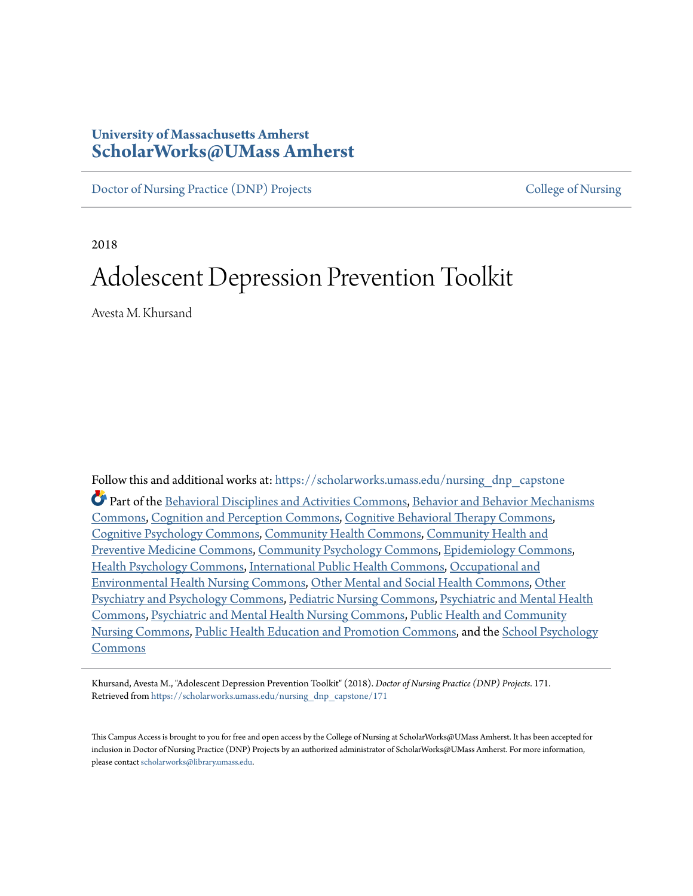University of Massachusetts Amherst
**ScholarWorks@UMass Amherst**

Doctor of Nursing Practice (DNP) Projects | College of Nursing

2018

# Adolescent Depression Prevention Toolkit

Avesta M. Khursand

Follow this and additional works at: https://scholarworks.umass.edu/nursing_dnp_capstone

Part of the Behavioral Disciplines and Activities Commons, Behavior and Behavior Mechanisms Commons, Cognition and Perception Commons, Cognitive Behavioral Therapy Commons, Cognitive Psychology Commons, Community Health Commons, Community Health and Preventive Medicine Commons, Community Psychology Commons, Epidemiology Commons, Health Psychology Commons, International Public Health Commons, Occupational and Environmental Health Nursing Commons, Other Mental and Social Health Commons, Other Psychiatry and Psychology Commons, Pediatric Nursing Commons, Psychiatric and Mental Health Commons, Psychiatric and Mental Health Nursing Commons, Public Health and Community Nursing Commons, Public Health Education and Promotion Commons, and the School Psychology Commons

Khursand, Avesta M., "Adolescent Depression Prevention Toolkit" (2018). *Doctor of Nursing Practice (DNP) Projects*. 171.
Retrieved from https://scholarworks.umass.edu/nursing_dnp_capstone/171

This Campus Access is brought to you for free and open access by the College of Nursing at ScholarWorks@UMass Amherst. It has been accepted for inclusion in Doctor of Nursing Practice (DNP) Projects by an authorized administrator of ScholarWorks@UMass Amherst. For more information, please contact scholarworks@library.umass.edu.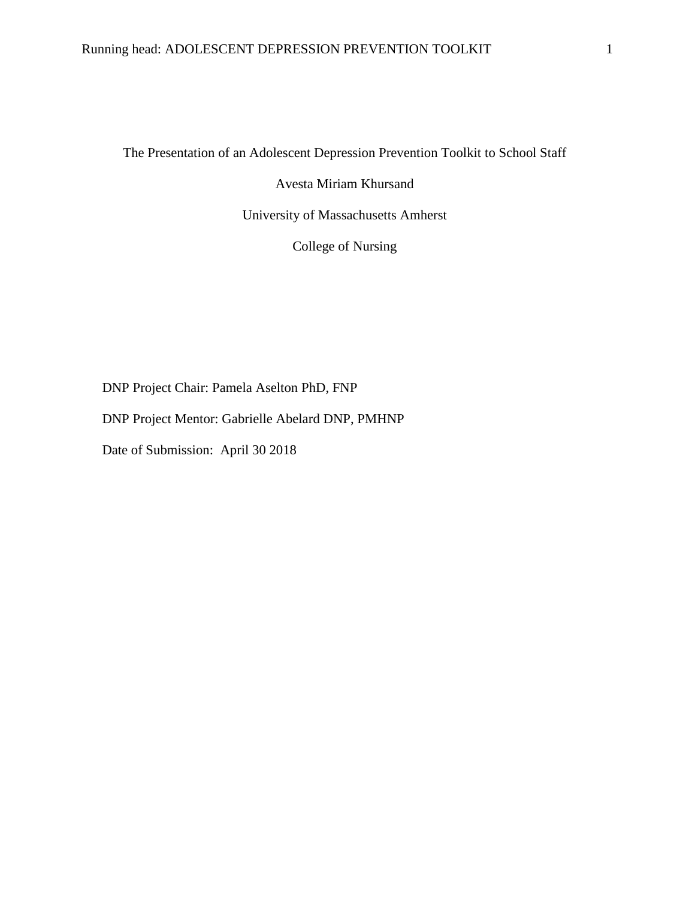The Presentation of an Adolescent Depression Prevention Toolkit to School Staff

Avesta Miriam Khursand

University of Massachusetts Amherst

College of Nursing

DNP Project Chair: Pamela Aselton PhD, FNP

DNP Project Mentor: Gabrielle Abelard DNP, PMHNP

Date of Submission: April 30 2018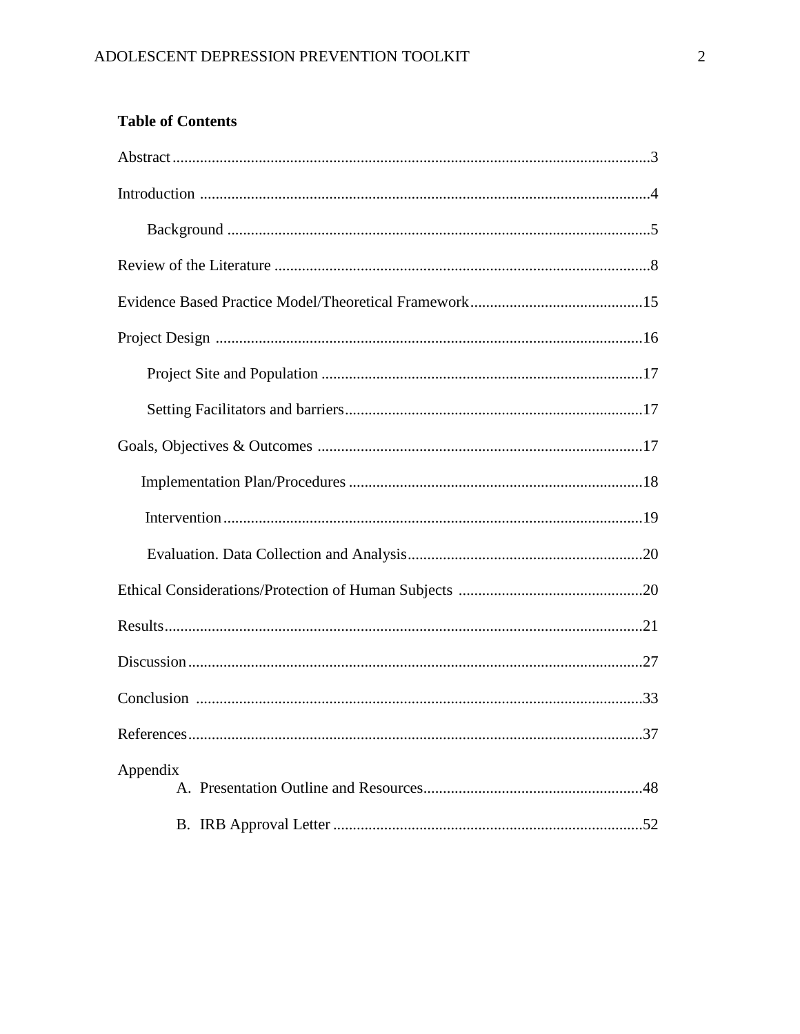**Table of Contents**

Abstract......................................................................................................................3

Introduction ...............................................................................................................4

Background ...........................................................................................................5

Review of the Literature ...........................................................................................8

Evidence Based Practice Model/Theoretical Framework..........................................15

Project Design ..........................................................................................................16

Project Site and Population ...................................................................................17

Setting Facilitators and barriers.............................................................................17

Goals, Objectives & Outcomes ...............................................................................17

Implementation Plan/Procedures ...........................................................................18

Intervention............................................................................................................19

Evaluation. Data Collection and Analysis..............................................................20

Ethical Considerations/Protection of Human Subjects .............................................20

Results.......................................................................................................................21

Discussion..................................................................................................................27

Conclusion ................................................................................................................33

References..................................................................................................................37

Appendix

A. Presentation Outline and Resources.......................................................48

B. IRB Approval Letter ..............................................................................52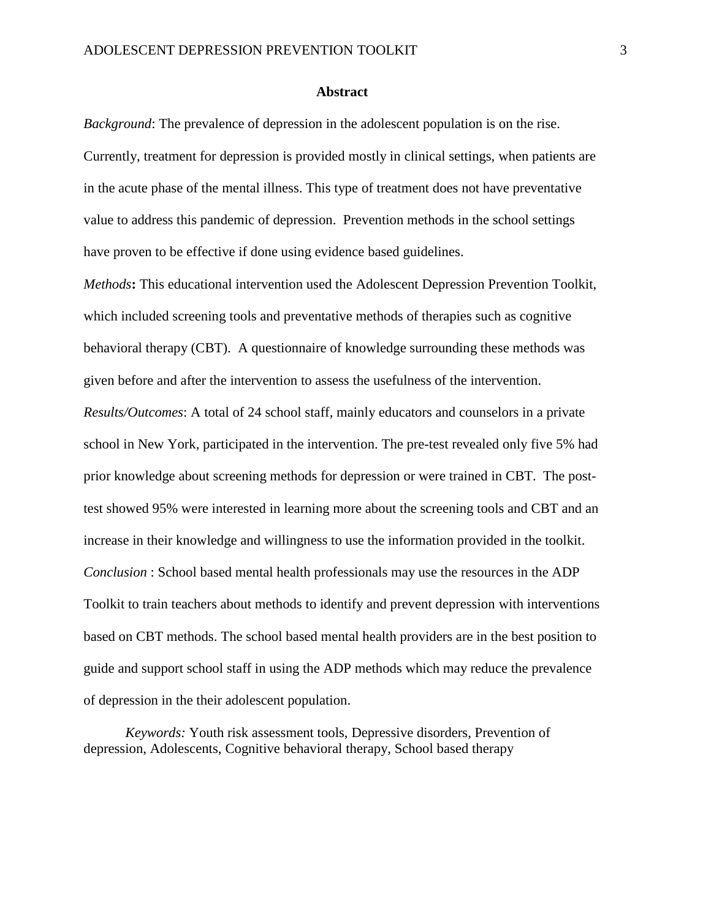## Abstract

*Background*: The prevalence of depression in the adolescent population is on the rise. Currently, treatment for depression is provided mostly in clinical settings, when patients are in the acute phase of the mental illness. This type of treatment does not have preventative value to address this pandemic of depression. Prevention methods in the school settings have proven to be effective if done using evidence based guidelines.

*Methods***:** This educational intervention used the Adolescent Depression Prevention Toolkit, which included screening tools and preventative methods of therapies such as cognitive behavioral therapy (CBT). A questionnaire of knowledge surrounding these methods was given before and after the intervention to assess the usefulness of the intervention.

*Results/Outcomes*: A total of 24 school staff, mainly educators and counselors in a private school in New York, participated in the intervention. The pre-test revealed only five 5% had prior knowledge about screening methods for depression or were trained in CBT. The post-test showed 95% were interested in learning more about the screening tools and CBT and an increase in their knowledge and willingness to use the information provided in the toolkit.

*Conclusion* : School based mental health professionals may use the resources in the ADP Toolkit to train teachers about methods to identify and prevent depression with interventions based on CBT methods. The school based mental health providers are in the best position to guide and support school staff in using the ADP methods which may reduce the prevalence of depression in the their adolescent population.

*Keywords:* Youth risk assessment tools, Depressive disorders, Prevention of depression, Adolescents, Cognitive behavioral therapy, School based therapy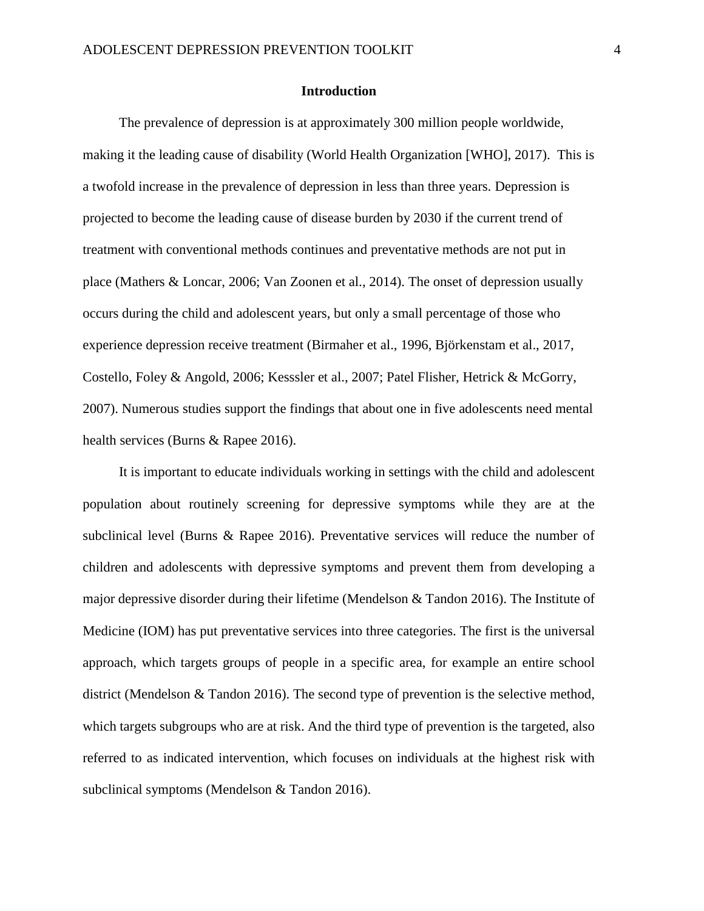# Introduction

The prevalence of depression is at approximately 300 million people worldwide, making it the leading cause of disability (World Health Organization [WHO], 2017). This is a twofold increase in the prevalence of depression in less than three years. Depression is projected to become the leading cause of disease burden by 2030 if the current trend of treatment with conventional methods continues and preventative methods are not put in place (Mathers & Loncar, 2006; Van Zoonen et al., 2014). The onset of depression usually occurs during the child and adolescent years, but only a small percentage of those who experience depression receive treatment (Birmaher et al., 1996, Björkenstam et al., 2017, Costello, Foley & Angold, 2006; Kesssler et al., 2007; Patel Flisher, Hetrick & McGorry, 2007). Numerous studies support the findings that about one in five adolescents need mental health services (Burns & Rapee 2016).

It is important to educate individuals working in settings with the child and adolescent population about routinely screening for depressive symptoms while they are at the subclinical level (Burns & Rapee 2016). Preventative services will reduce the number of children and adolescents with depressive symptoms and prevent them from developing a major depressive disorder during their lifetime (Mendelson & Tandon 2016). The Institute of Medicine (IOM) has put preventative services into three categories. The first is the universal approach, which targets groups of people in a specific area, for example an entire school district (Mendelson & Tandon 2016). The second type of prevention is the selective method, which targets subgroups who are at risk. And the third type of prevention is the targeted, also referred to as indicated intervention, which focuses on individuals at the highest risk with subclinical symptoms (Mendelson & Tandon 2016).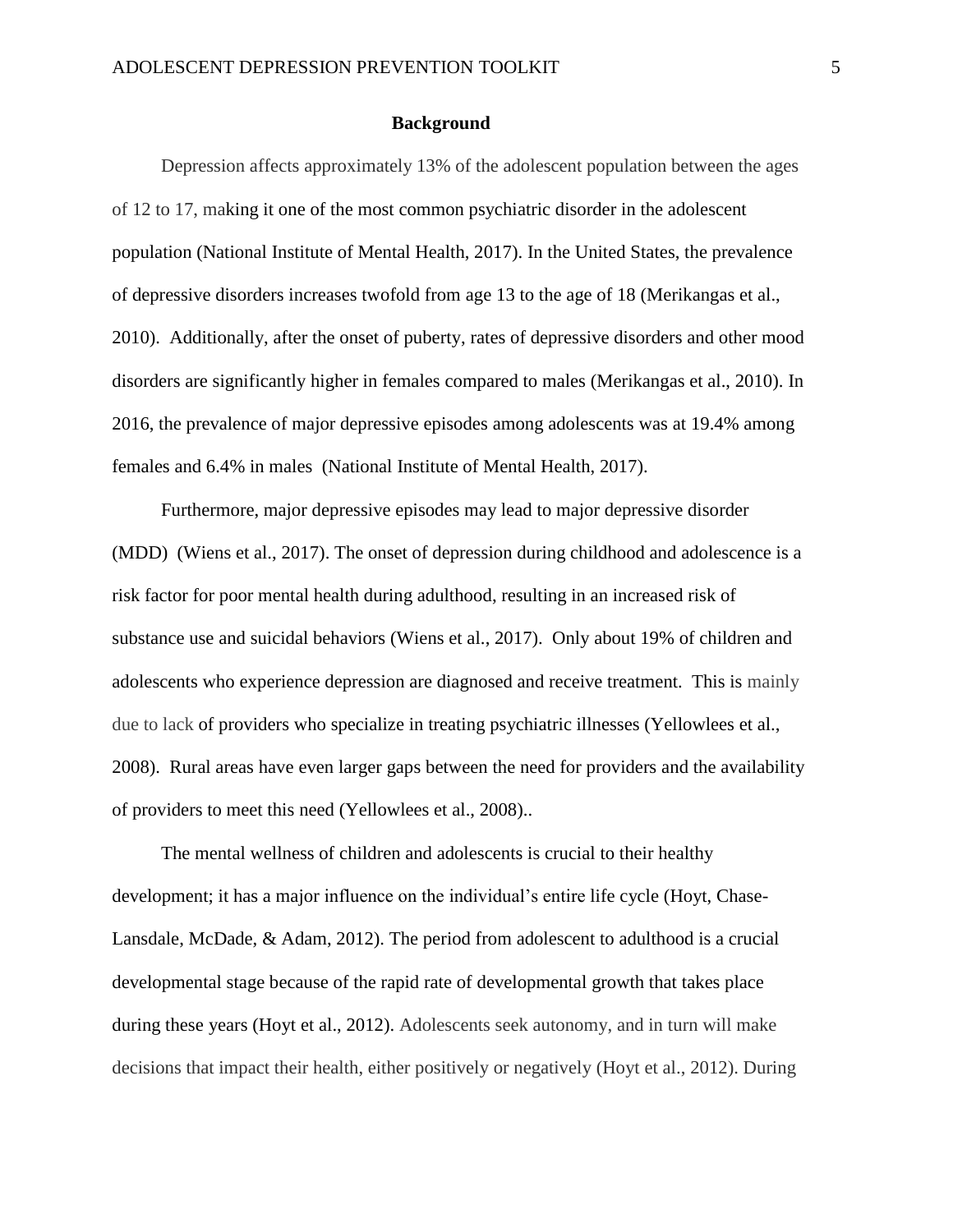## Background

Depression affects approximately 13% of the adolescent population between the ages of 12 to 17, making it one of the most common psychiatric disorder in the adolescent population (National Institute of Mental Health, 2017). In the United States, the prevalence of depressive disorders increases twofold from age 13 to the age of 18 (Merikangas et al., 2010). Additionally, after the onset of puberty, rates of depressive disorders and other mood disorders are significantly higher in females compared to males (Merikangas et al., 2010). In 2016, the prevalence of major depressive episodes among adolescents was at 19.4% among females and 6.4% in males (National Institute of Mental Health, 2017).

Furthermore, major depressive episodes may lead to major depressive disorder (MDD) (Wiens et al., 2017). The onset of depression during childhood and adolescence is a risk factor for poor mental health during adulthood, resulting in an increased risk of substance use and suicidal behaviors (Wiens et al., 2017). Only about 19% of children and adolescents who experience depression are diagnosed and receive treatment. This is mainly due to lack of providers who specialize in treating psychiatric illnesses (Yellowlees et al., 2008). Rural areas have even larger gaps between the need for providers and the availability of providers to meet this need (Yellowlees et al., 2008)..

The mental wellness of children and adolescents is crucial to their healthy development; it has a major influence on the individual's entire life cycle (Hoyt, Chase-Lansdale, McDade, & Adam, 2012). The period from adolescent to adulthood is a crucial developmental stage because of the rapid rate of developmental growth that takes place during these years (Hoyt et al., 2012). Adolescents seek autonomy, and in turn will make decisions that impact their health, either positively or negatively (Hoyt et al., 2012). During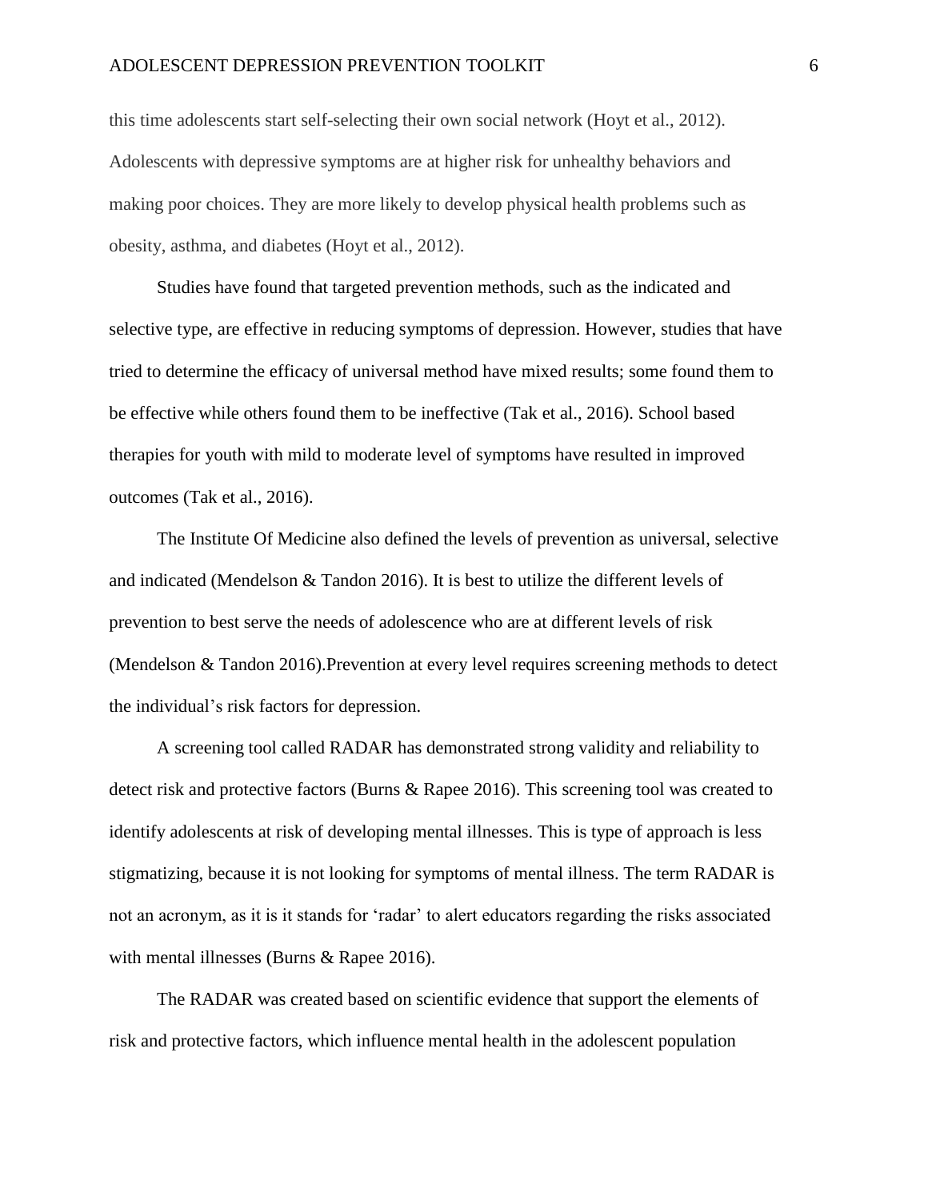this time adolescents start self-selecting their own social network (Hoyt et al., 2012). Adolescents with depressive symptoms are at higher risk for unhealthy behaviors and making poor choices. They are more likely to develop physical health problems such as obesity, asthma, and diabetes (Hoyt et al., 2012).

Studies have found that targeted prevention methods, such as the indicated and selective type, are effective in reducing symptoms of depression. However, studies that have tried to determine the efficacy of universal method have mixed results; some found them to be effective while others found them to be ineffective (Tak et al., 2016). School based therapies for youth with mild to moderate level of symptoms have resulted in improved outcomes (Tak et al., 2016).

The Institute Of Medicine also defined the levels of prevention as universal, selective and indicated (Mendelson & Tandon 2016). It is best to utilize the different levels of prevention to best serve the needs of adolescence who are at different levels of risk (Mendelson & Tandon 2016).Prevention at every level requires screening methods to detect the individual's risk factors for depression.

A screening tool called RADAR has demonstrated strong validity and reliability to detect risk and protective factors (Burns & Rapee 2016). This screening tool was created to identify adolescents at risk of developing mental illnesses. This is type of approach is less stigmatizing, because it is not looking for symptoms of mental illness. The term RADAR is not an acronym, as it is it stands for 'radar' to alert educators regarding the risks associated with mental illnesses (Burns & Rapee 2016).

The RADAR was created based on scientific evidence that support the elements of risk and protective factors, which influence mental health in the adolescent population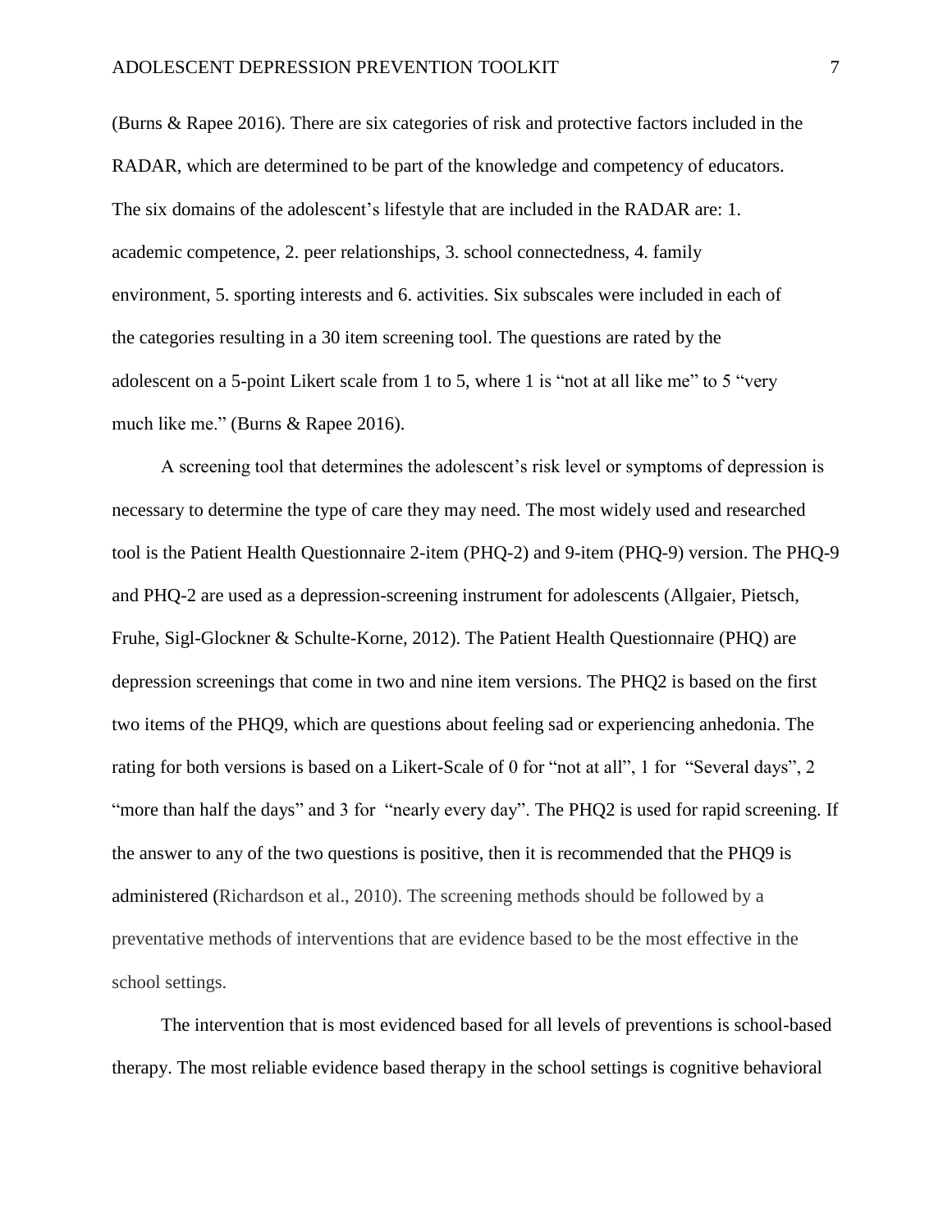(Burns & Rapee 2016). There are six categories of risk and protective factors included in the RADAR, which are determined to be part of the knowledge and competency of educators. The six domains of the adolescent's lifestyle that are included in the RADAR are: 1. academic competence, 2. peer relationships, 3. school connectedness, 4. family environment, 5. sporting interests and 6. activities. Six subscales were included in each of the categories resulting in a 30 item screening tool. The questions are rated by the adolescent on a 5-point Likert scale from 1 to 5, where 1 is "not at all like me" to 5 "very much like me." (Burns & Rapee 2016).

A screening tool that determines the adolescent's risk level or symptoms of depression is necessary to determine the type of care they may need. The most widely used and researched tool is the Patient Health Questionnaire 2-item (PHQ-2) and 9-item (PHQ-9) version. The PHQ-9 and PHQ-2 are used as a depression-screening instrument for adolescents (Allgaier, Pietsch, Fruhe, Sigl-Glockner & Schulte-Korne, 2012). The Patient Health Questionnaire (PHQ) are depression screenings that come in two and nine item versions. The PHQ2 is based on the first two items of the PHQ9, which are questions about feeling sad or experiencing anhedonia. The rating for both versions is based on a Likert-Scale of 0 for "not at all", 1 for "Several days", 2 "more than half the days" and 3 for "nearly every day". The PHQ2 is used for rapid screening. If the answer to any of the two questions is positive, then it is recommended that the PHQ9 is administered (Richardson et al., 2010). The screening methods should be followed by a preventative methods of interventions that are evidence based to be the most effective in the school settings.

The intervention that is most evidenced based for all levels of preventions is school-based therapy. The most reliable evidence based therapy in the school settings is cognitive behavioral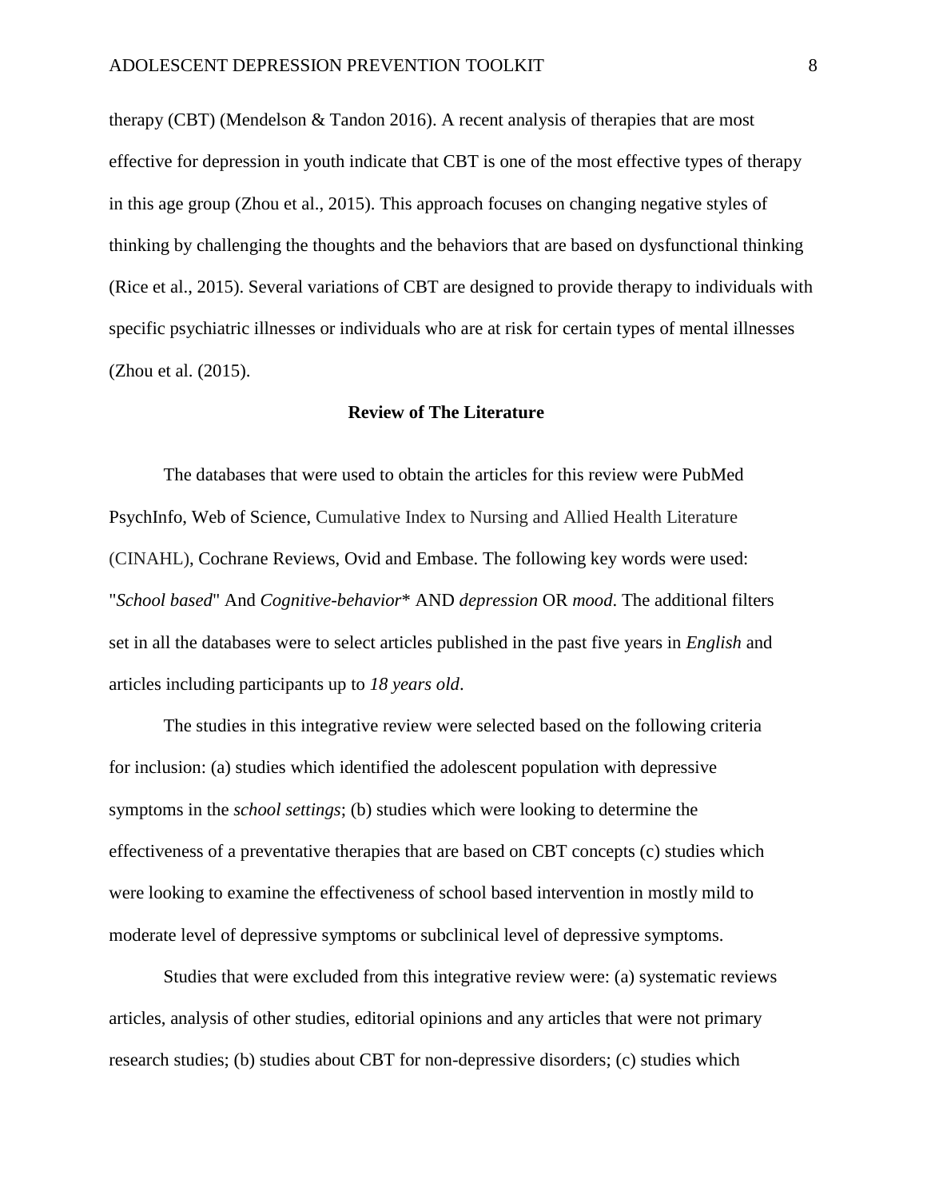therapy (CBT) (Mendelson & Tandon 2016). A recent analysis of therapies that are most effective for depression in youth indicate that CBT is one of the most effective types of therapy in this age group (Zhou et al., 2015). This approach focuses on changing negative styles of thinking by challenging the thoughts and the behaviors that are based on dysfunctional thinking (Rice et al., 2015). Several variations of CBT are designed to provide therapy to individuals with specific psychiatric illnesses or individuals who are at risk for certain types of mental illnesses (Zhou et al. (2015).

## Review of The Literature

The databases that were used to obtain the articles for this review were PubMed PsychInfo, Web of Science, Cumulative Index to Nursing and Allied Health Literature (CINAHL), Cochrane Reviews, Ovid and Embase. The following key words were used: "*School based*" And *Cognitive-behavior** AND *depression* OR *mood*. The additional filters set in all the databases were to select articles published in the past five years in *English* and articles including participants up to *18 years old*.

The studies in this integrative review were selected based on the following criteria for inclusion: (a) studies which identified the adolescent population with depressive symptoms in the *school settings*; (b) studies which were looking to determine the effectiveness of a preventative therapies that are based on CBT concepts (c) studies which were looking to examine the effectiveness of school based intervention in mostly mild to moderate level of depressive symptoms or subclinical level of depressive symptoms.

Studies that were excluded from this integrative review were: (a) systematic reviews articles, analysis of other studies, editorial opinions and any articles that were not primary research studies; (b) studies about CBT for non-depressive disorders; (c) studies which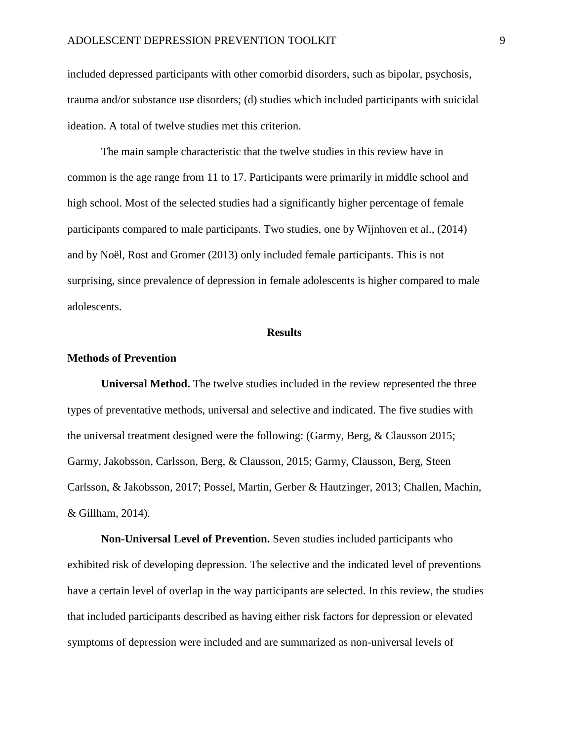included depressed participants with other comorbid disorders, such as bipolar, psychosis, trauma and/or substance use disorders; (d) studies which included participants with suicidal ideation. A total of twelve studies met this criterion.

The main sample characteristic that the twelve studies in this review have in common is the age range from 11 to 17. Participants were primarily in middle school and high school. Most of the selected studies had a significantly higher percentage of female participants compared to male participants. Two studies, one by Wijnhoven et al., (2014) and by Noël, Rost and Gromer (2013) only included female participants. This is not surprising, since prevalence of depression in female adolescents is higher compared to male adolescents.

## Results

### Methods of Prevention

**Universal Method.** The twelve studies included in the review represented the three types of preventative methods, universal and selective and indicated. The five studies with the universal treatment designed were the following: (Garmy, Berg, & Clausson 2015; Garmy, Jakobsson, Carlsson, Berg, & Clausson, 2015; Garmy, Clausson, Berg, Steen Carlsson, & Jakobsson, 2017; Possel, Martin, Gerber & Hautzinger, 2013; Challen, Machin, & Gillham, 2014).

**Non-Universal Level of Prevention.** Seven studies included participants who exhibited risk of developing depression. The selective and the indicated level of preventions have a certain level of overlap in the way participants are selected. In this review, the studies that included participants described as having either risk factors for depression or elevated symptoms of depression were included and are summarized as non-universal levels of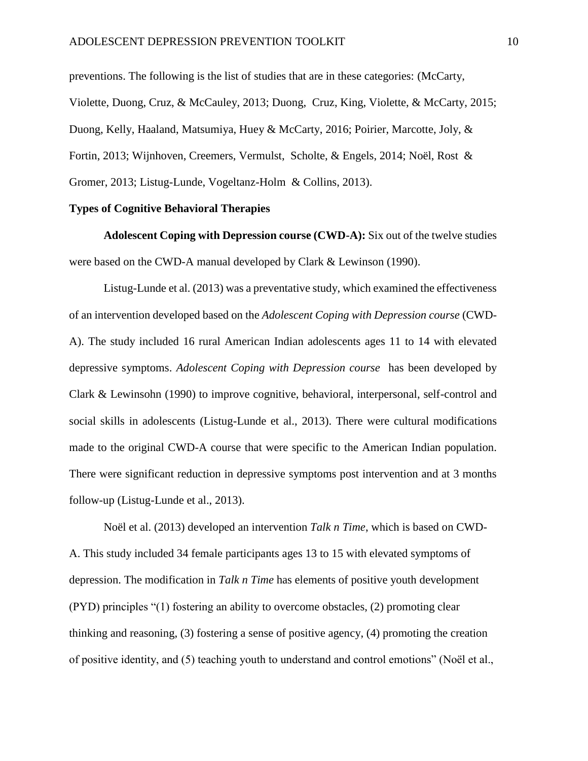preventions. The following is the list of studies that are in these categories: (McCarty, Violette, Duong, Cruz, & McCauley, 2013; Duong, Cruz, King, Violette, & McCarty, 2015; Duong, Kelly, Haaland, Matsumiya, Huey & McCarty, 2016; Poirier, Marcotte, Joly, & Fortin, 2013; Wijnhoven, Creemers, Vermulst, Scholte, & Engels, 2014; Noël, Rost & Gromer, 2013; Listug-Lunde, Vogeltanz-Holm & Collins, 2013).

**Types of Cognitive Behavioral Therapies**

**Adolescent Coping with Depression course (CWD-A):** Six out of the twelve studies were based on the CWD-A manual developed by Clark & Lewinson (1990).

Listug-Lunde et al. (2013) was a preventative study, which examined the effectiveness of an intervention developed based on the *Adolescent Coping with Depression course* (CWD-A). The study included 16 rural American Indian adolescents ages 11 to 14 with elevated depressive symptoms. *Adolescent Coping with Depression course* has been developed by Clark & Lewinsohn (1990) to improve cognitive, behavioral, interpersonal, self-control and social skills in adolescents (Listug-Lunde et al., 2013). There were cultural modifications made to the original CWD-A course that were specific to the American Indian population. There were significant reduction in depressive symptoms post intervention and at 3 months follow-up (Listug-Lunde et al., 2013).

Noël et al. (2013) developed an intervention *Talk n Time*, which is based on CWD-A. This study included 34 female participants ages 13 to 15 with elevated symptoms of depression. The modification in *Talk n Time* has elements of positive youth development (PYD) principles "(1) fostering an ability to overcome obstacles, (2) promoting clear thinking and reasoning, (3) fostering a sense of positive agency, (4) promoting the creation of positive identity, and (5) teaching youth to understand and control emotions" (Noël et al.,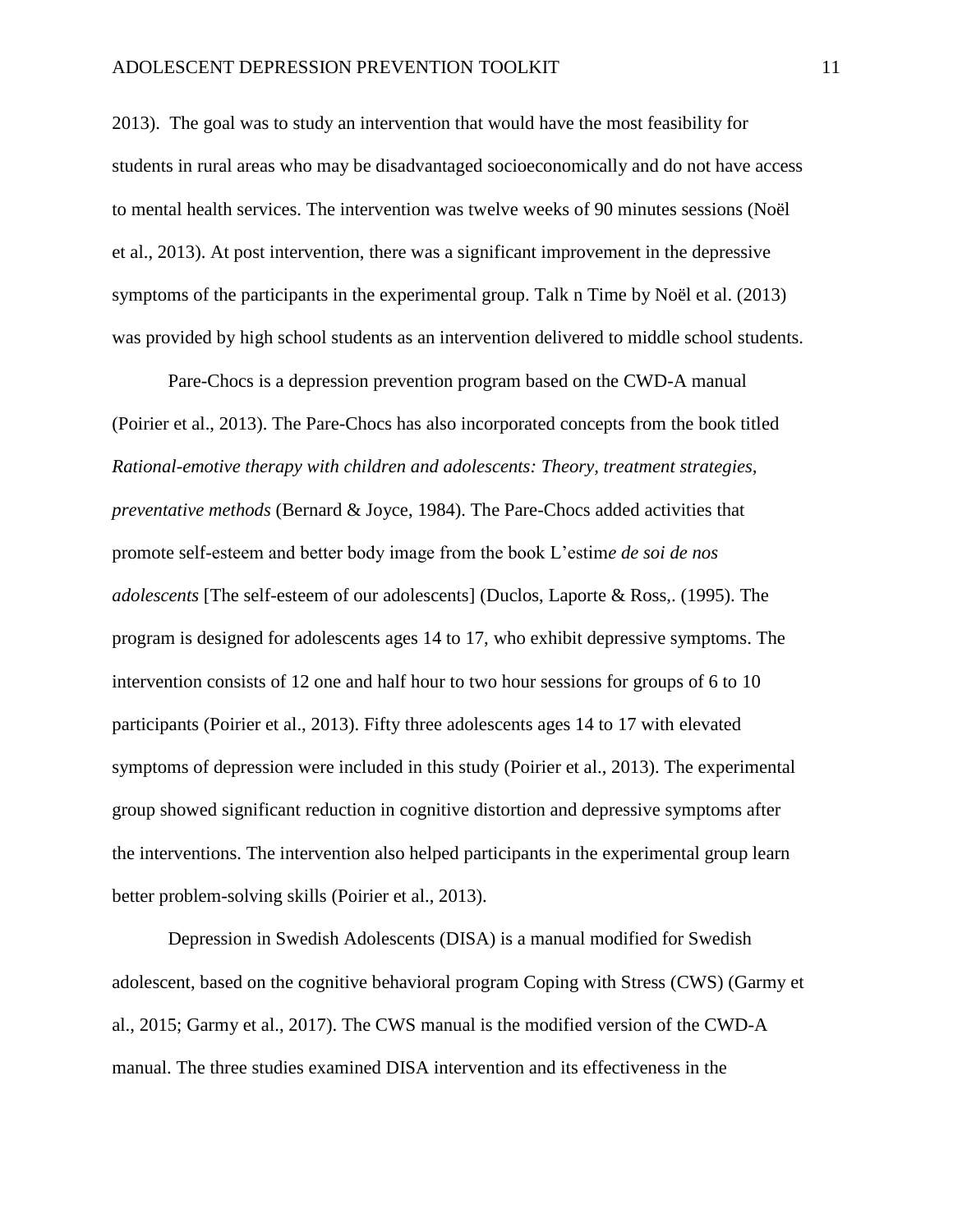2013). The goal was to study an intervention that would have the most feasibility for students in rural areas who may be disadvantaged socioeconomically and do not have access to mental health services. The intervention was twelve weeks of 90 minutes sessions (Noël et al., 2013). At post intervention, there was a significant improvement in the depressive symptoms of the participants in the experimental group. Talk n Time by Noël et al. (2013) was provided by high school students as an intervention delivered to middle school students.

Pare-Chocs is a depression prevention program based on the CWD-A manual (Poirier et al., 2013). The Pare-Chocs has also incorporated concepts from the book titled *Rational-emotive therapy with children and adolescents: Theory, treatment strategies, preventative methods* (Bernard & Joyce, 1984). The Pare-Chocs added activities that promote self-esteem and better body image from the book L'estim*e de soi de nos adolescents* [The self-esteem of our adolescents] (Duclos, Laporte & Ross,. (1995). The program is designed for adolescents ages 14 to 17, who exhibit depressive symptoms. The intervention consists of 12 one and half hour to two hour sessions for groups of 6 to 10 participants (Poirier et al., 2013). Fifty three adolescents ages 14 to 17 with elevated symptoms of depression were included in this study (Poirier et al., 2013). The experimental group showed significant reduction in cognitive distortion and depressive symptoms after the interventions. The intervention also helped participants in the experimental group learn better problem-solving skills (Poirier et al., 2013).

Depression in Swedish Adolescents (DISA) is a manual modified for Swedish adolescent, based on the cognitive behavioral program Coping with Stress (CWS) (Garmy et al., 2015; Garmy et al., 2017). The CWS manual is the modified version of the CWD-A manual. The three studies examined DISA intervention and its effectiveness in the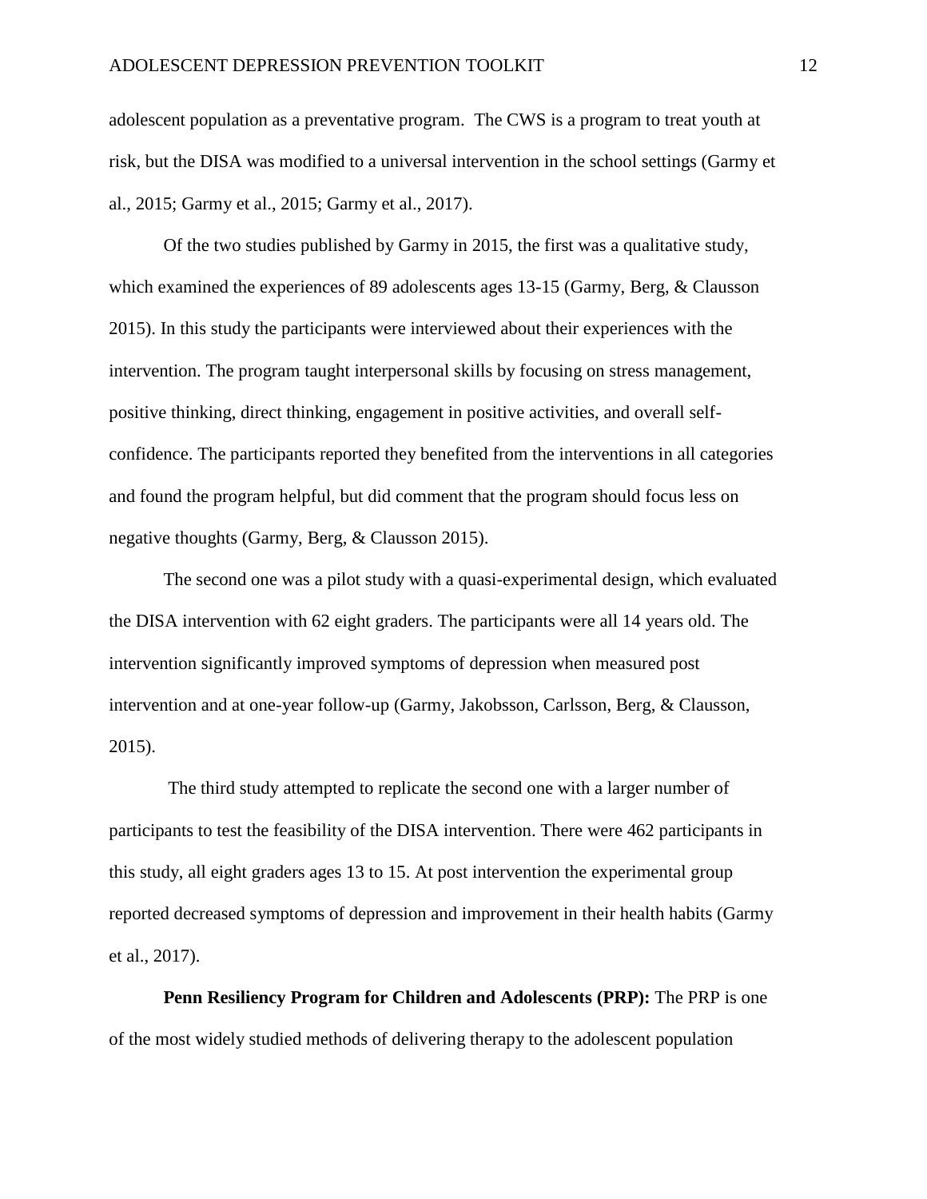adolescent population as a preventative program. The CWS is a program to treat youth at risk, but the DISA was modified to a universal intervention in the school settings (Garmy et al., 2015; Garmy et al., 2015; Garmy et al., 2017).

Of the two studies published by Garmy in 2015, the first was a qualitative study, which examined the experiences of 89 adolescents ages 13-15 (Garmy, Berg, & Clausson 2015). In this study the participants were interviewed about their experiences with the intervention. The program taught interpersonal skills by focusing on stress management, positive thinking, direct thinking, engagement in positive activities, and overall self-confidence. The participants reported they benefited from the interventions in all categories and found the program helpful, but did comment that the program should focus less on negative thoughts (Garmy, Berg, & Clausson 2015).

The second one was a pilot study with a quasi-experimental design, which evaluated the DISA intervention with 62 eight graders. The participants were all 14 years old. The intervention significantly improved symptoms of depression when measured post intervention and at one-year follow-up (Garmy, Jakobsson, Carlsson, Berg, & Clausson, 2015).

The third study attempted to replicate the second one with a larger number of participants to test the feasibility of the DISA intervention. There were 462 participants in this study, all eight graders ages 13 to 15. At post intervention the experimental group reported decreased symptoms of depression and improvement in their health habits (Garmy et al., 2017).

**Penn Resiliency Program for Children and Adolescents (PRP):** The PRP is one of the most widely studied methods of delivering therapy to the adolescent population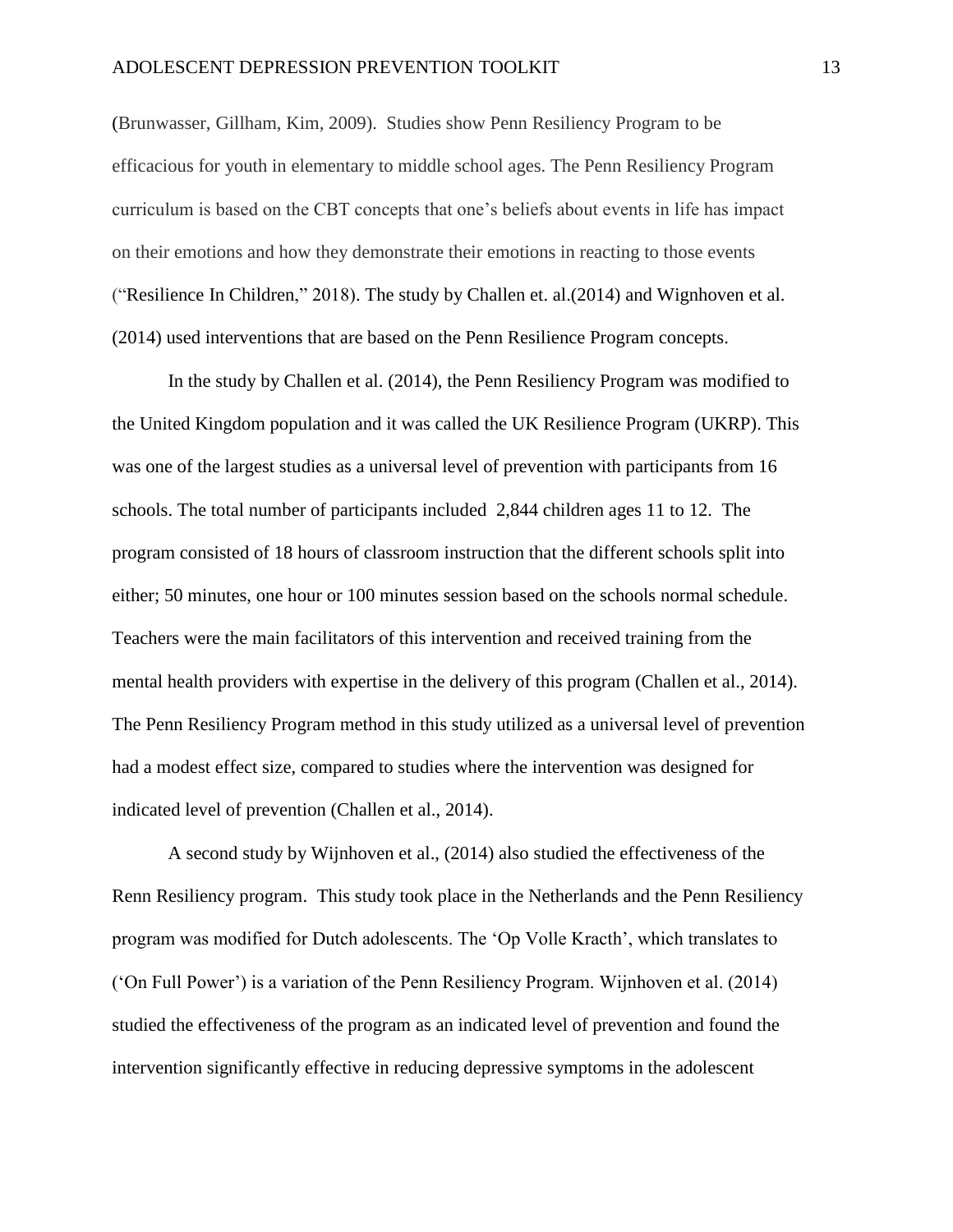(Brunwasser, Gillham, Kim, 2009). Studies show Penn Resiliency Program to be efficacious for youth in elementary to middle school ages. The Penn Resiliency Program curriculum is based on the CBT concepts that one's beliefs about events in life has impact on their emotions and how they demonstrate their emotions in reacting to those events ("Resilience In Children," 2018). The study by Challen et. al.(2014) and Wignhoven et al. (2014) used interventions that are based on the Penn Resilience Program concepts.

In the study by Challen et al. (2014), the Penn Resiliency Program was modified to the United Kingdom population and it was called the UK Resilience Program (UKRP). This was one of the largest studies as a universal level of prevention with participants from 16 schools. The total number of participants included 2,844 children ages 11 to 12. The program consisted of 18 hours of classroom instruction that the different schools split into either; 50 minutes, one hour or 100 minutes session based on the schools normal schedule. Teachers were the main facilitators of this intervention and received training from the mental health providers with expertise in the delivery of this program (Challen et al., 2014). The Penn Resiliency Program method in this study utilized as a universal level of prevention had a modest effect size, compared to studies where the intervention was designed for indicated level of prevention (Challen et al., 2014).

A second study by Wijnhoven et al., (2014) also studied the effectiveness of the Renn Resiliency program. This study took place in the Netherlands and the Penn Resiliency program was modified for Dutch adolescents. The 'Op Volle Kracth', which translates to ('On Full Power') is a variation of the Penn Resiliency Program. Wijnhoven et al. (2014) studied the effectiveness of the program as an indicated level of prevention and found the intervention significantly effective in reducing depressive symptoms in the adolescent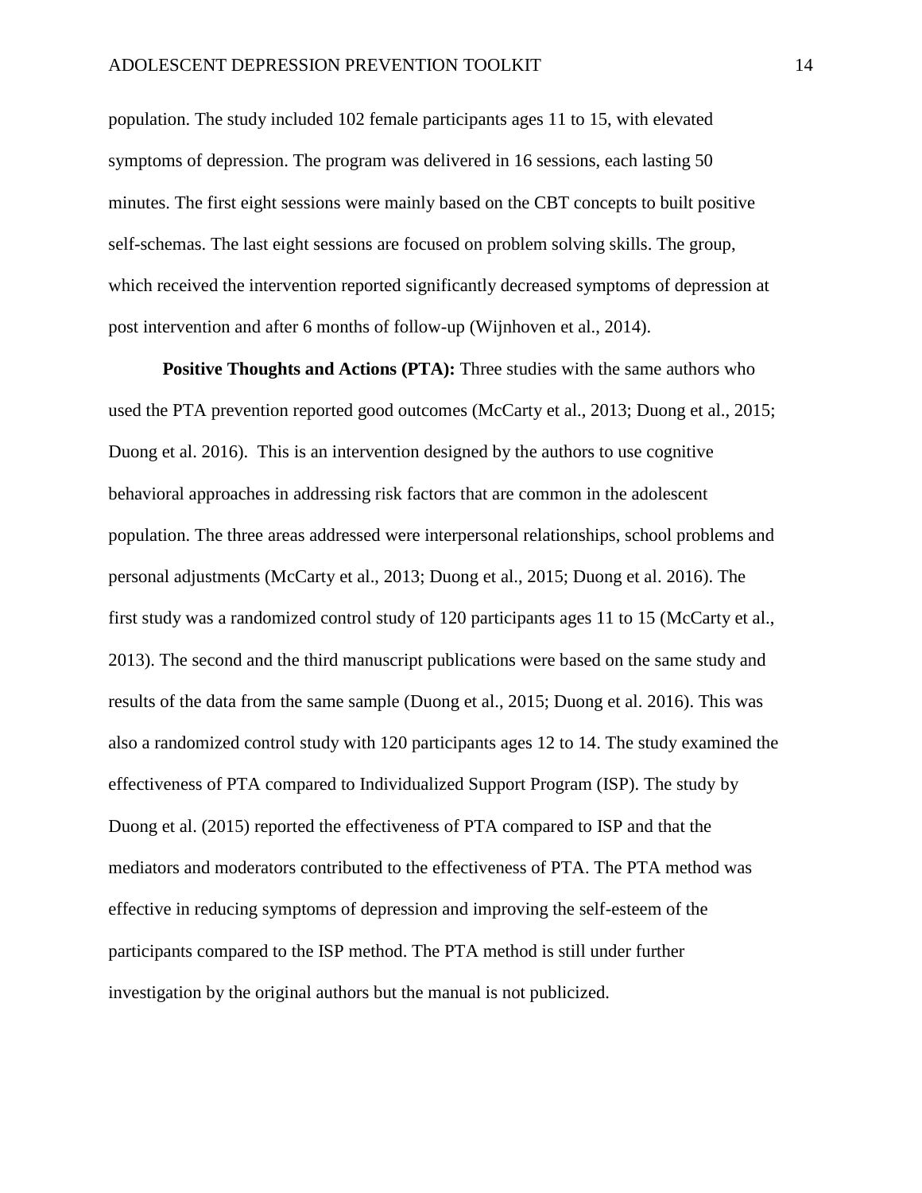population. The study included 102 female participants ages 11 to 15, with elevated symptoms of depression. The program was delivered in 16 sessions, each lasting 50 minutes. The first eight sessions were mainly based on the CBT concepts to built positive self-schemas. The last eight sessions are focused on problem solving skills. The group, which received the intervention reported significantly decreased symptoms of depression at post intervention and after 6 months of follow-up (Wijnhoven et al., 2014).

**Positive Thoughts and Actions (PTA):** Three studies with the same authors who used the PTA prevention reported good outcomes (McCarty et al., 2013; Duong et al., 2015; Duong et al. 2016). This is an intervention designed by the authors to use cognitive behavioral approaches in addressing risk factors that are common in the adolescent population. The three areas addressed were interpersonal relationships, school problems and personal adjustments (McCarty et al., 2013; Duong et al., 2015; Duong et al. 2016). The first study was a randomized control study of 120 participants ages 11 to 15 (McCarty et al., 2013). The second and the third manuscript publications were based on the same study and results of the data from the same sample (Duong et al., 2015; Duong et al. 2016). This was also a randomized control study with 120 participants ages 12 to 14. The study examined the effectiveness of PTA compared to Individualized Support Program (ISP). The study by Duong et al. (2015) reported the effectiveness of PTA compared to ISP and that the mediators and moderators contributed to the effectiveness of PTA. The PTA method was effective in reducing symptoms of depression and improving the self-esteem of the participants compared to the ISP method. The PTA method is still under further investigation by the original authors but the manual is not publicized.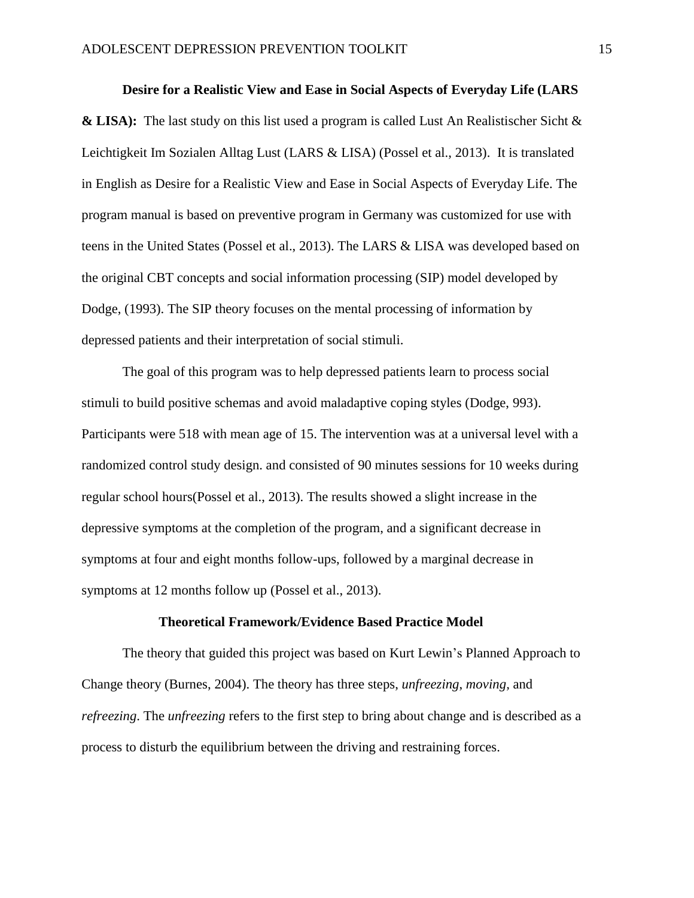**Desire for a Realistic View and Ease in Social Aspects of Everyday Life (LARS & LISA):** The last study on this list used a program is called Lust An Realistischer Sicht & Leichtigkeit Im Sozialen Alltag Lust (LARS & LISA) (Possel et al., 2013). It is translated in English as Desire for a Realistic View and Ease in Social Aspects of Everyday Life. The program manual is based on preventive program in Germany was customized for use with teens in the United States (Possel et al., 2013). The LARS & LISA was developed based on the original CBT concepts and social information processing (SIP) model developed by Dodge, (1993). The SIP theory focuses on the mental processing of information by depressed patients and their interpretation of social stimuli.

The goal of this program was to help depressed patients learn to process social stimuli to build positive schemas and avoid maladaptive coping styles (Dodge, 993). Participants were 518 with mean age of 15. The intervention was at a universal level with a randomized control study design. and consisted of 90 minutes sessions for 10 weeks during regular school hours(Possel et al., 2013). The results showed a slight increase in the depressive symptoms at the completion of the program, and a significant decrease in symptoms at four and eight months follow-ups, followed by a marginal decrease in symptoms at 12 months follow up (Possel et al., 2013).

## Theoretical Framework/Evidence Based Practice Model

The theory that guided this project was based on Kurt Lewin's Planned Approach to Change theory (Burnes, 2004). The theory has three steps, *unfreezing*, *moving,* and *refreezing*. The *unfreezing* refers to the first step to bring about change and is described as a process to disturb the equilibrium between the driving and restraining forces.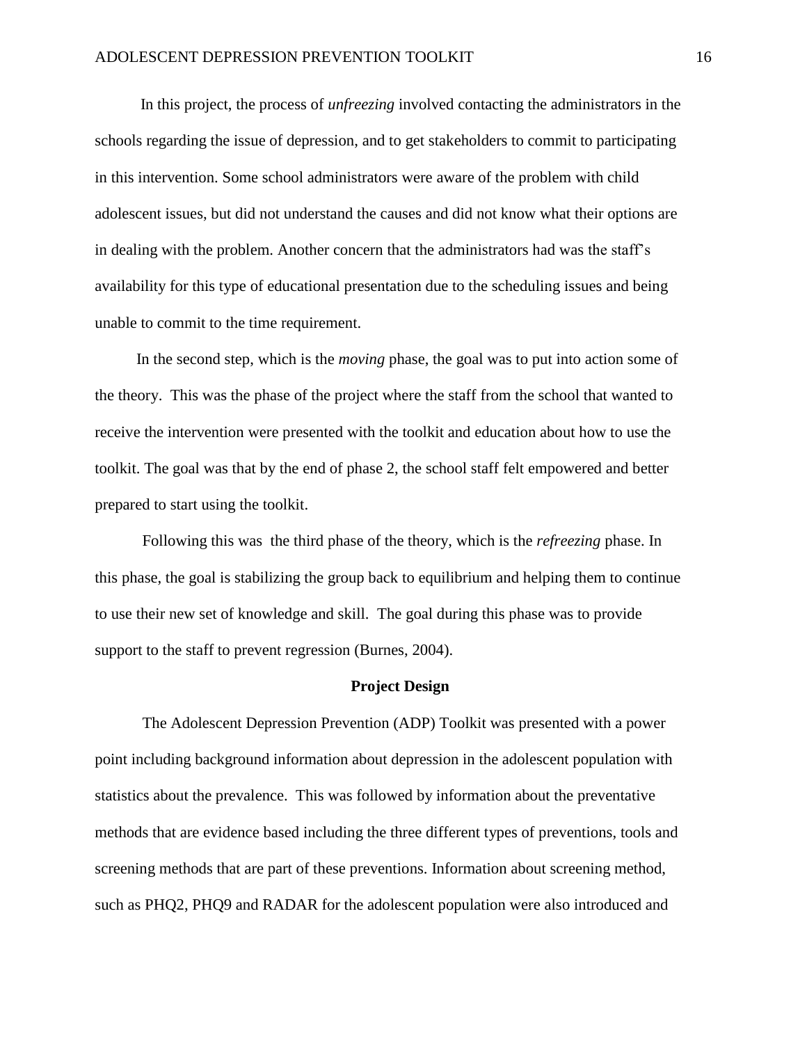In this project, the process of *unfreezing* involved contacting the administrators in the schools regarding the issue of depression, and to get stakeholders to commit to participating in this intervention. Some school administrators were aware of the problem with child adolescent issues, but did not understand the causes and did not know what their options are in dealing with the problem. Another concern that the administrators had was the staff's availability for this type of educational presentation due to the scheduling issues and being unable to commit to the time requirement.

In the second step, which is the *moving* phase, the goal was to put into action some of the theory. This was the phase of the project where the staff from the school that wanted to receive the intervention were presented with the toolkit and education about how to use the toolkit. The goal was that by the end of phase 2, the school staff felt empowered and better prepared to start using the toolkit.

Following this was the third phase of the theory, which is the *refreezing* phase. In this phase, the goal is stabilizing the group back to equilibrium and helping them to continue to use their new set of knowledge and skill. The goal during this phase was to provide support to the staff to prevent regression (Burnes, 2004).

## Project Design

The Adolescent Depression Prevention (ADP) Toolkit was presented with a power point including background information about depression in the adolescent population with statistics about the prevalence. This was followed by information about the preventative methods that are evidence based including the three different types of preventions, tools and screening methods that are part of these preventions. Information about screening method, such as PHQ2, PHQ9 and RADAR for the adolescent population were also introduced and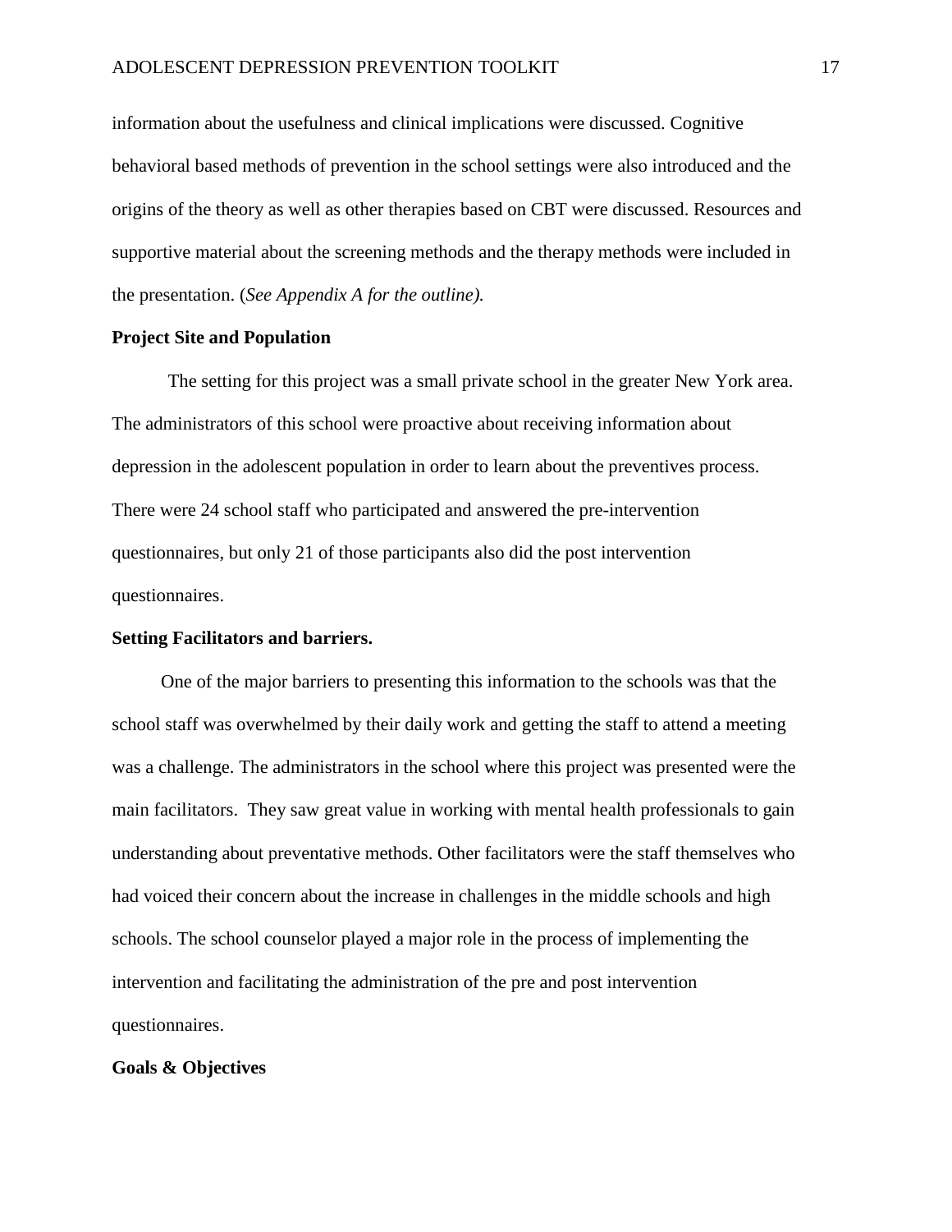information about the usefulness and clinical implications were discussed. Cognitive behavioral based methods of prevention in the school settings were also introduced and the origins of the theory as well as other therapies based on CBT were discussed. Resources and supportive material about the screening methods and the therapy methods were included in the presentation. (*See Appendix A for the outline).*

## Project Site and Population

The setting for this project was a small private school in the greater New York area. The administrators of this school were proactive about receiving information about depression in the adolescent population in order to learn about the preventives process. There were 24 school staff who participated and answered the pre-intervention questionnaires, but only 21 of those participants also did the post intervention questionnaires.

## Setting Facilitators and barriers.

One of the major barriers to presenting this information to the schools was that the school staff was overwhelmed by their daily work and getting the staff to attend a meeting was a challenge. The administrators in the school where this project was presented were the main facilitators. They saw great value in working with mental health professionals to gain understanding about preventative methods. Other facilitators were the staff themselves who had voiced their concern about the increase in challenges in the middle schools and high schools. The school counselor played a major role in the process of implementing the intervention and facilitating the administration of the pre and post intervention questionnaires.

## Goals & Objectives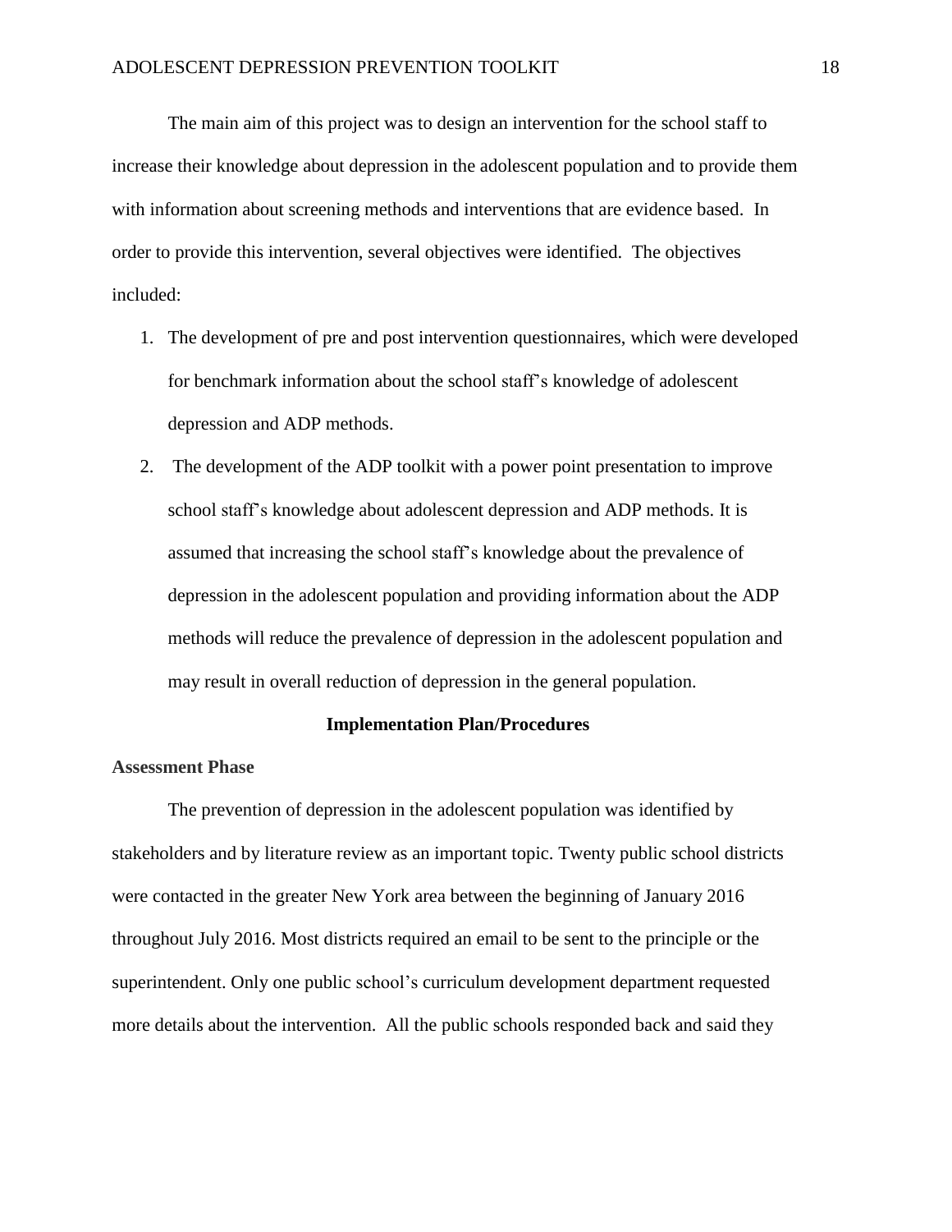The main aim of this project was to design an intervention for the school staff to increase their knowledge about depression in the adolescent population and to provide them with information about screening methods and interventions that are evidence based. In order to provide this intervention, several objectives were identified. The objectives included:

1. The development of pre and post intervention questionnaires, which were developed for benchmark information about the school staff's knowledge of adolescent depression and ADP methods.
2. The development of the ADP toolkit with a power point presentation to improve school staff's knowledge about adolescent depression and ADP methods. It is assumed that increasing the school staff's knowledge about the prevalence of depression in the adolescent population and providing information about the ADP methods will reduce the prevalence of depression in the adolescent population and may result in overall reduction of depression in the general population.

## Implementation Plan/Procedures

### Assessment Phase

The prevention of depression in the adolescent population was identified by stakeholders and by literature review as an important topic. Twenty public school districts were contacted in the greater New York area between the beginning of January 2016 throughout July 2016. Most districts required an email to be sent to the principle or the superintendent. Only one public school's curriculum development department requested more details about the intervention. All the public schools responded back and said they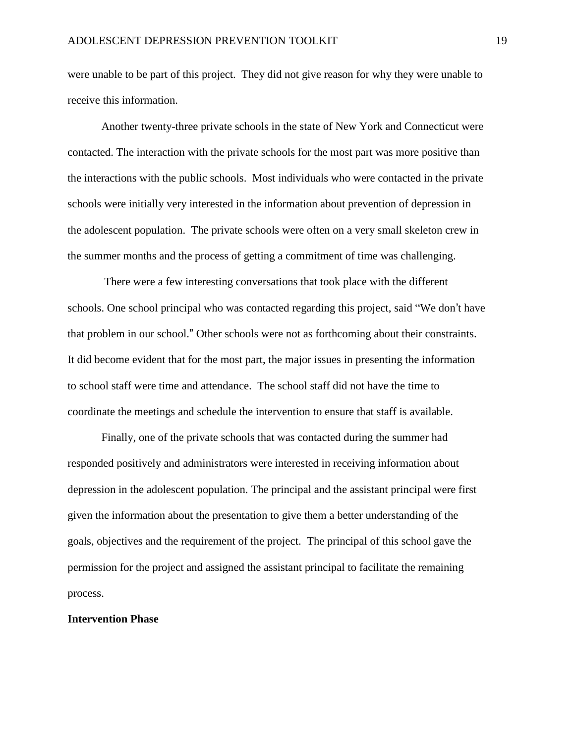were unable to be part of this project. They did not give reason for why they were unable to receive this information.

Another twenty-three private schools in the state of New York and Connecticut were contacted. The interaction with the private schools for the most part was more positive than the interactions with the public schools. Most individuals who were contacted in the private schools were initially very interested in the information about prevention of depression in the adolescent population. The private schools were often on a very small skeleton crew in the summer months and the process of getting a commitment of time was challenging.

There were a few interesting conversations that took place with the different schools. One school principal who was contacted regarding this project, said "We don't have that problem in our school." Other schools were not as forthcoming about their constraints. It did become evident that for the most part, the major issues in presenting the information to school staff were time and attendance. The school staff did not have the time to coordinate the meetings and schedule the intervention to ensure that staff is available.

Finally, one of the private schools that was contacted during the summer had responded positively and administrators were interested in receiving information about depression in the adolescent population. The principal and the assistant principal were first given the information about the presentation to give them a better understanding of the goals, objectives and the requirement of the project. The principal of this school gave the permission for the project and assigned the assistant principal to facilitate the remaining process.

**Intervention Phase**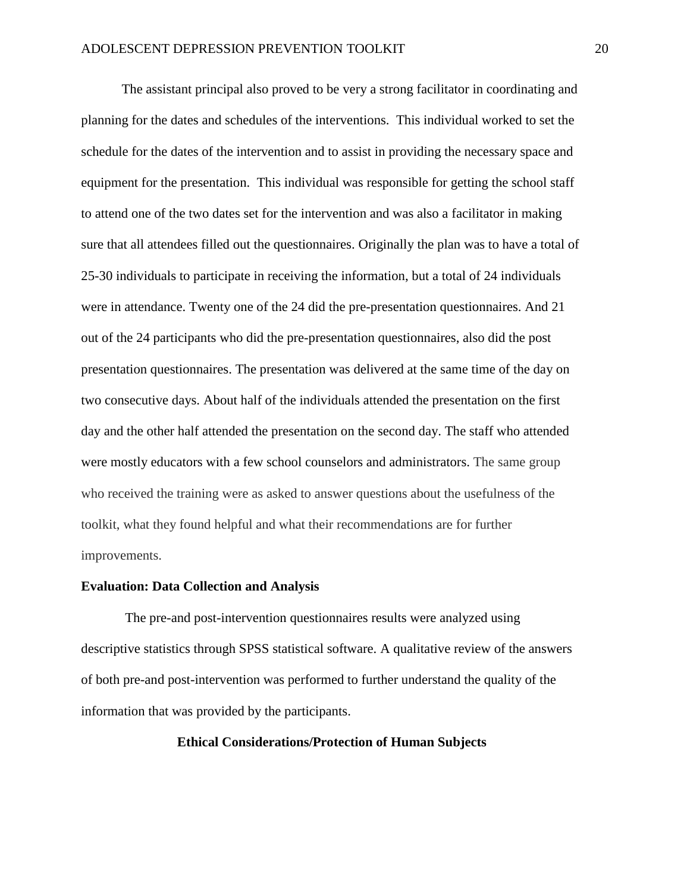The assistant principal also proved to be very a strong facilitator in coordinating and planning for the dates and schedules of the interventions. This individual worked to set the schedule for the dates of the intervention and to assist in providing the necessary space and equipment for the presentation. This individual was responsible for getting the school staff to attend one of the two dates set for the intervention and was also a facilitator in making sure that all attendees filled out the questionnaires. Originally the plan was to have a total of 25-30 individuals to participate in receiving the information, but a total of 24 individuals were in attendance. Twenty one of the 24 did the pre-presentation questionnaires. And 21 out of the 24 participants who did the pre-presentation questionnaires, also did the post presentation questionnaires. The presentation was delivered at the same time of the day on two consecutive days. About half of the individuals attended the presentation on the first day and the other half attended the presentation on the second day. The staff who attended were mostly educators with a few school counselors and administrators. The same group who received the training were as asked to answer questions about the usefulness of the toolkit, what they found helpful and what their recommendations are for further improvements.

**Evaluation: Data Collection and Analysis**

The pre-and post-intervention questionnaires results were analyzed using descriptive statistics through SPSS statistical software. A qualitative review of the answers of both pre-and post-intervention was performed to further understand the quality of the information that was provided by the participants.

## Ethical Considerations/Protection of Human Subjects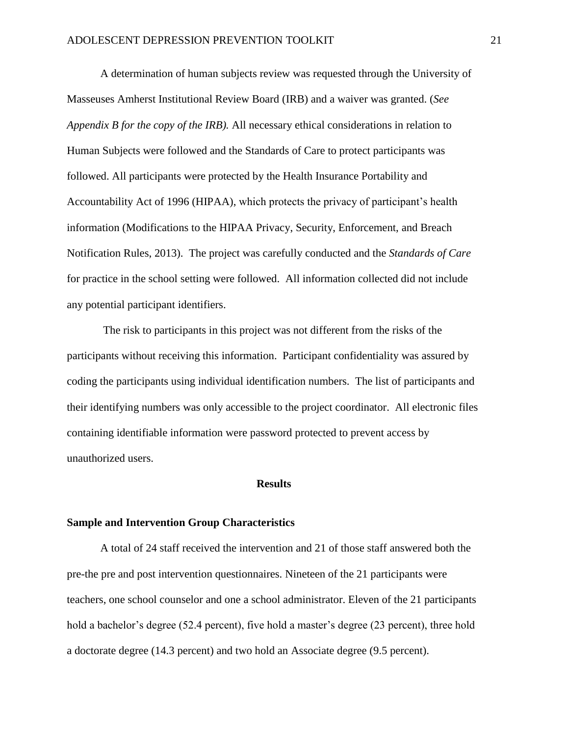A determination of human subjects review was requested through the University of Masseuses Amherst Institutional Review Board (IRB) and a waiver was granted. (*See Appendix B for the copy of the IRB).* All necessary ethical considerations in relation to Human Subjects were followed and the Standards of Care to protect participants was followed. All participants were protected by the Health Insurance Portability and Accountability Act of 1996 (HIPAA), which protects the privacy of participant's health information (Modifications to the HIPAA Privacy, Security, Enforcement, and Breach Notification Rules, 2013). The project was carefully conducted and the *Standards of Care* for practice in the school setting were followed. All information collected did not include any potential participant identifiers.

The risk to participants in this project was not different from the risks of the participants without receiving this information. Participant confidentiality was assured by coding the participants using individual identification numbers. The list of participants and their identifying numbers was only accessible to the project coordinator. All electronic files containing identifiable information were password protected to prevent access by unauthorized users.

## Results

### Sample and Intervention Group Characteristics

A total of 24 staff received the intervention and 21 of those staff answered both the pre-the pre and post intervention questionnaires. Nineteen of the 21 participants were teachers, one school counselor and one a school administrator. Eleven of the 21 participants hold a bachelor's degree (52.4 percent), five hold a master's degree (23 percent), three hold a doctorate degree (14.3 percent) and two hold an Associate degree (9.5 percent).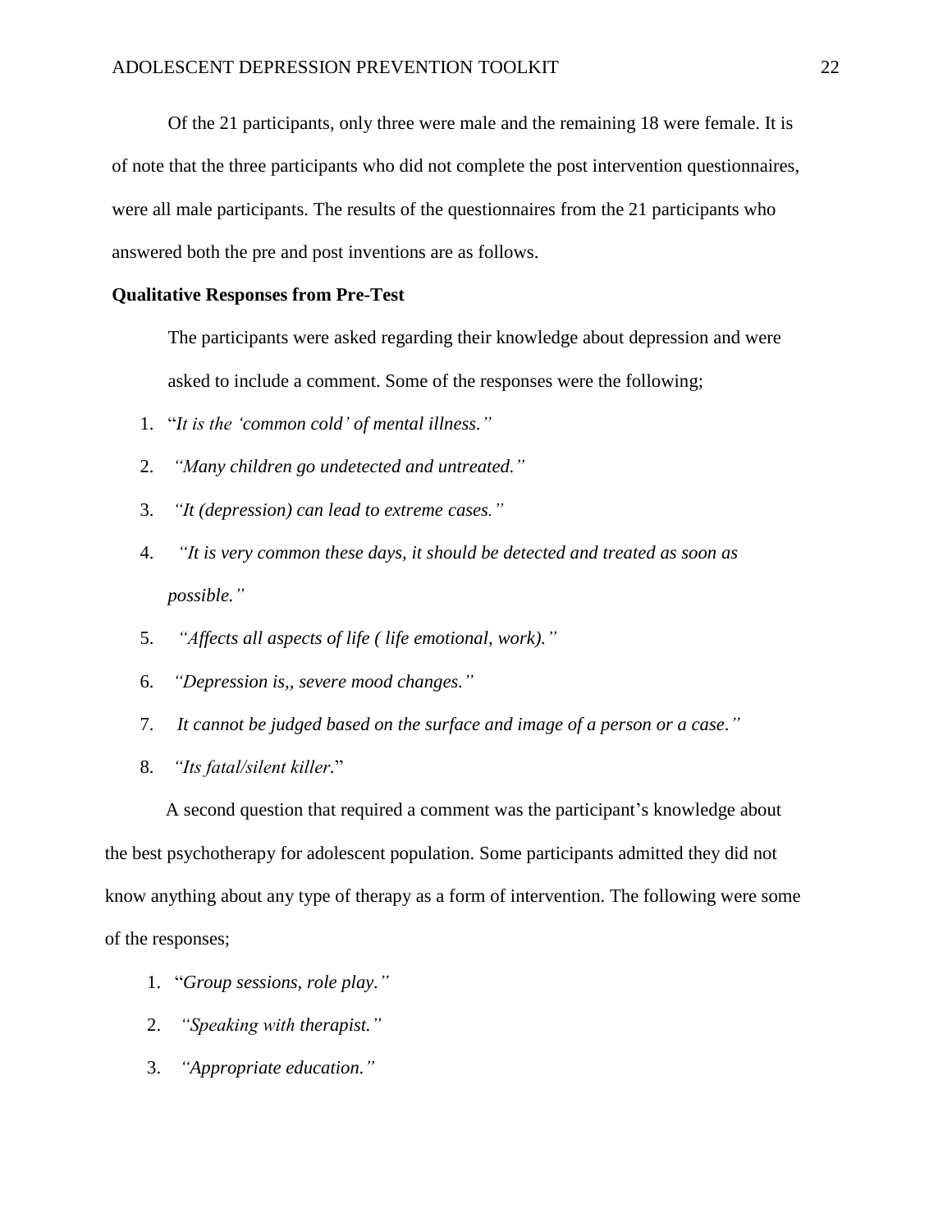Of the 21 participants, only three were male and the remaining 18 were female. It is of note that the three participants who did not complete the post intervention questionnaires, were all male participants. The results of the questionnaires from the 21 participants who answered both the pre and post inventions are as follows.

**Qualitative Responses from Pre-Test**

The participants were asked regarding their knowledge about depression and were asked to include a comment. Some of the responses were the following;

1. "*It is the 'common cold' of mental illness."*
2. *"Many children go undetected and untreated."*
3. *"It (depression) can lead to extreme cases."*
4. *"It is very common these days, it should be detected and treated as soon as possible."*
5. *"Affects all aspects of life ( life emotional, work)."*
6. *"Depression is,, severe mood changes."*
7. *It cannot be judged based on the surface and image of a person or a case."*
8. *"Its fatal/silent killer.*"

A second question that required a comment was the participant's knowledge about the best psychotherapy for adolescent population. Some participants admitted they did not know anything about any type of therapy as a form of intervention. The following were some of the responses;

1. "*Group sessions, role play."*
2. *"Speaking with therapist."*
3. *"Appropriate education."*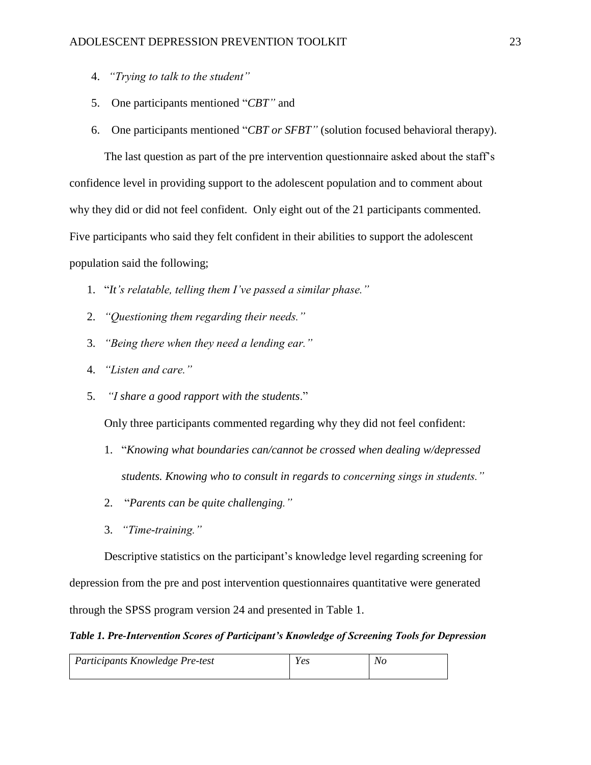4. *"Trying to talk to the student"*
5. One participants mentioned "*CBT"* and
6. One participants mentioned "*CBT or SFBT"* (solution focused behavioral therapy).

The last question as part of the pre intervention questionnaire asked about the staff's confidence level in providing support to the adolescent population and to comment about why they did or did not feel confident. Only eight out of the 21 participants commented. Five participants who said they felt confident in their abilities to support the adolescent population said the following;

1. "*It's relatable, telling them I've passed a similar phase."*
2. *"Questioning them regarding their needs."*
3. *"Being there when they need a lending ear."*
4. *"Listen and care."*
5. *"I share a good rapport with the students*."

Only three participants commented regarding why they did not feel confident:

1. "*Knowing what boundaries can/cannot be crossed when dealing w/depressed students. Knowing who to consult in regards to concerning sings in students."*
2. "*Parents can be quite challenging."*
3. *"Time-training."*

Descriptive statistics on the participant's knowledge level regarding screening for depression from the pre and post intervention questionnaires quantitative were generated through the SPSS program version 24 and presented in Table 1.

***Table 1. Pre-Intervention Scores of Participant's Knowledge of Screening Tools for Depression***

| *Participants Knowledge Pre-test* | *Yes* | *No* |
|---|---|---|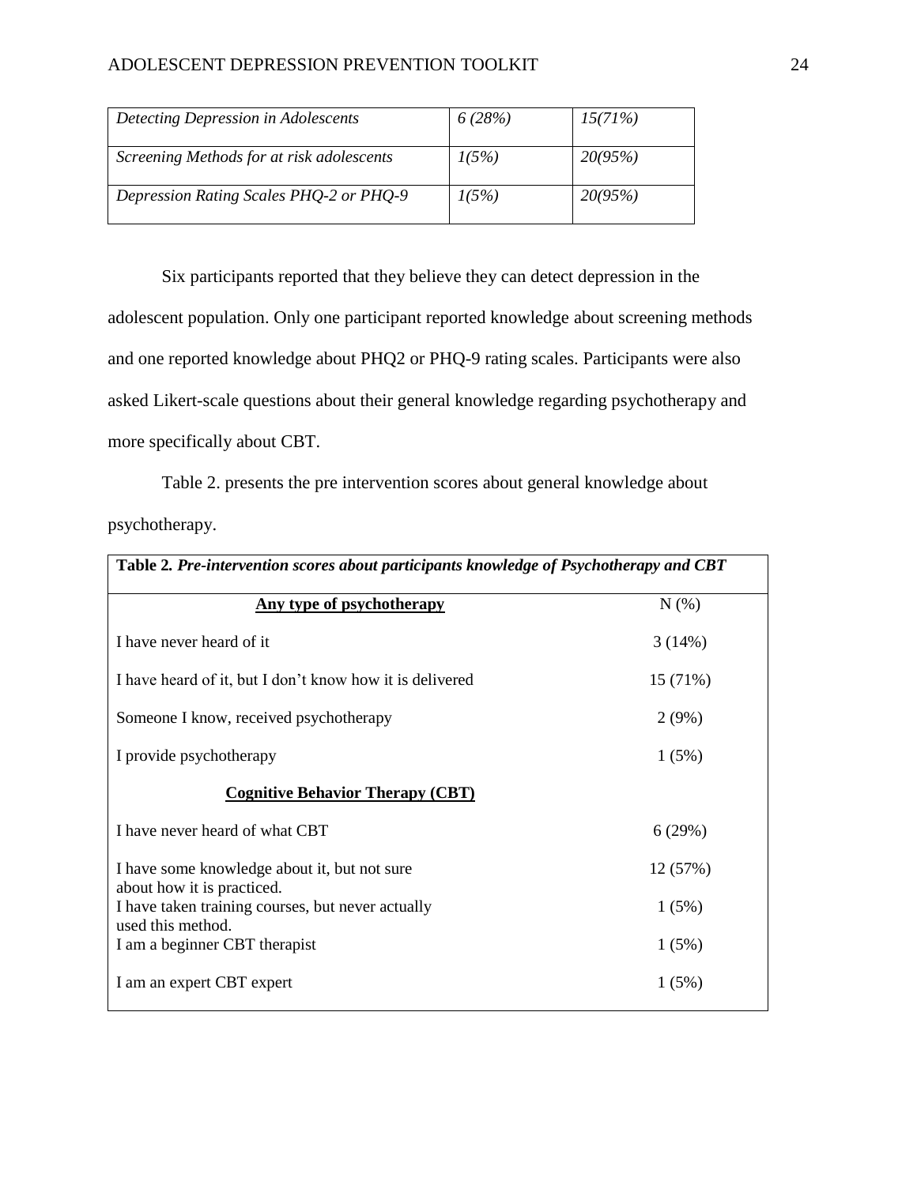| | | |
|---|---|---|
| *Detecting Depression in Adolescents* | *6 (28%)* | *15(71%)* |
| *Screening Methods for at risk adolescents* | *1(5%)* | *20(95%)* |
| *Depression Rating Scales PHQ-2 or PHQ-9* | *1(5%)* | *20(95%)* |

Six participants reported that they believe they can detect depression in the adolescent population. Only one participant reported knowledge about screening methods and one reported knowledge about PHQ2 or PHQ-9 rating scales. Participants were also asked Likert-scale questions about their general knowledge regarding psychotherapy and more specifically about CBT.

Table 2. presents the pre intervention scores about general knowledge about psychotherapy.

**Table 2.** ***Pre-intervention scores about participants knowledge of Psychotherapy and CBT***

| **<u>Any type of psychotherapy</u>** | N (%) |
|---|---|
| I have never heard of it | 3 (14%) |
| I have heard of it, but I don't know how it is delivered | 15 (71%) |
| Someone I know, received psychotherapy | 2 (9%) |
| I provide psychotherapy | 1 (5%) |
| **<u>Cognitive Behavior Therapy (CBT)</u>** | |
| I have never heard of what CBT | 6 (29%) |
| I have some knowledge about it, but not sure about how it is practiced. | 12 (57%) |
| I have taken training courses, but never actually used this method. | 1 (5%) |
| I am a beginner CBT therapist | 1 (5%) |
| I am an expert CBT expert | 1 (5%) |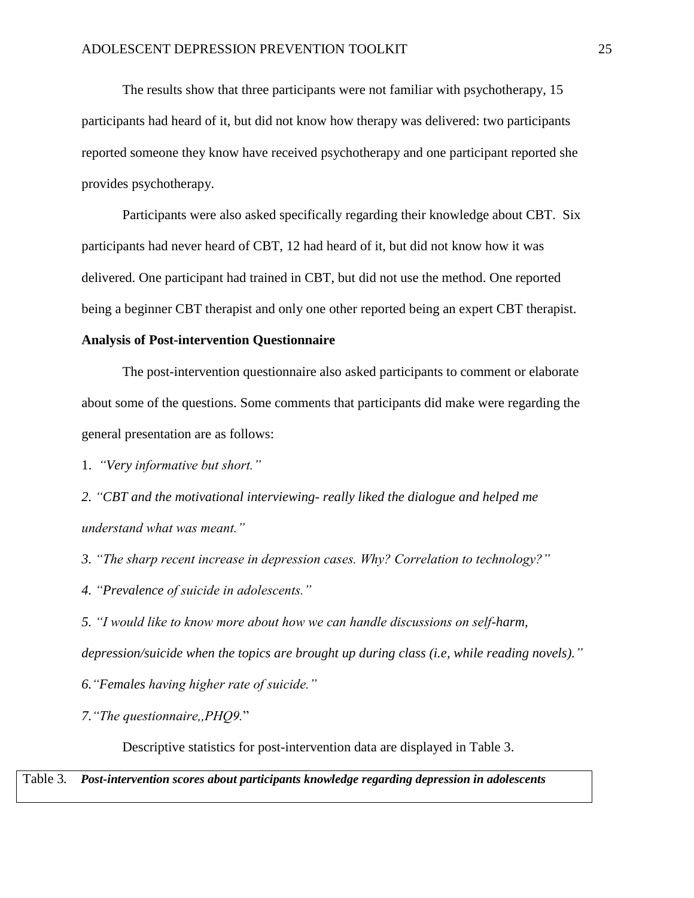The results show that three participants were not familiar with psychotherapy, 15 participants had heard of it, but did not know how therapy was delivered: two participants reported someone they know have received psychotherapy and one participant reported she provides psychotherapy.

Participants were also asked specifically regarding their knowledge about CBT. Six participants had never heard of CBT, 12 had heard of it, but did not know how it was delivered. One participant had trained in CBT, but did not use the method. One reported being a beginner CBT therapist and only one other reported being an expert CBT therapist.

**Analysis of Post-intervention Questionnaire**

The post-intervention questionnaire also asked participants to comment or elaborate about some of the questions. Some comments that participants did make were regarding the general presentation are as follows:

1. *"Very informative but short."*

2. *"CBT and the motivational interviewing- really liked the dialogue and helped me understand what was meant."*

3. *"The sharp recent increase in depression cases. Why? Correlation to technology?"*

4. *"Prevalence of suicide in adolescents."*

5. *"I would like to know more about how we can handle discussions on self-harm, depression/suicide when the topics are brought up during class (i.e, while reading novels)."*

6. *"Females having higher rate of suicide."*

7. *"The questionnaire,,PHQ9.*"

Descriptive statistics for post-intervention data are displayed in Table 3.

Table 3. ***Post-intervention scores about participants knowledge regarding depression in adolescents***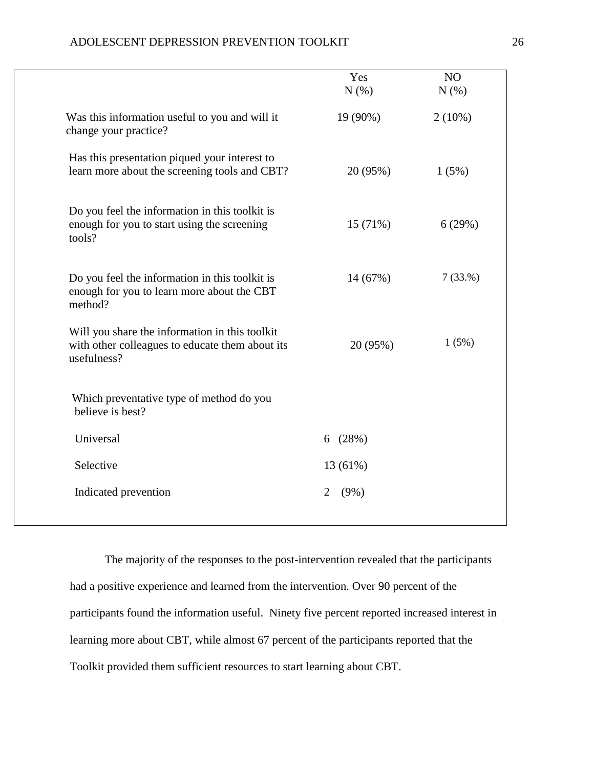| | Yes N (%) | NO N (%) |
|---|---|---|
| Was this information useful to you and will it change your practice? | 19 (90%) | 2 (10%) |
| Has this presentation piqued your interest to learn more about the screening tools and CBT? | 20 (95%) | 1 (5%) |
| Do you feel the information in this toolkit is enough for you to start using the screening tools? | 15 (71%) | 6 (29%) |
| Do you feel the information in this toolkit is enough for you to learn more about the CBT method? | 14 (67%) | 7 (33.%) |
| Will you share the information in this toolkit with other colleagues to educate them about its usefulness? | 20 (95%) | 1 (5%) |
| Which preventative type of method do you believe is best? | | |
| Universal | 6 (28%) | |
| Selective | 13 (61%) | |
| Indicated prevention | 2 (9%) | |

The majority of the responses to the post-intervention revealed that the participants had a positive experience and learned from the intervention. Over 90 percent of the participants found the information useful. Ninety five percent reported increased interest in learning more about CBT, while almost 67 percent of the participants reported that the Toolkit provided them sufficient resources to start learning about CBT.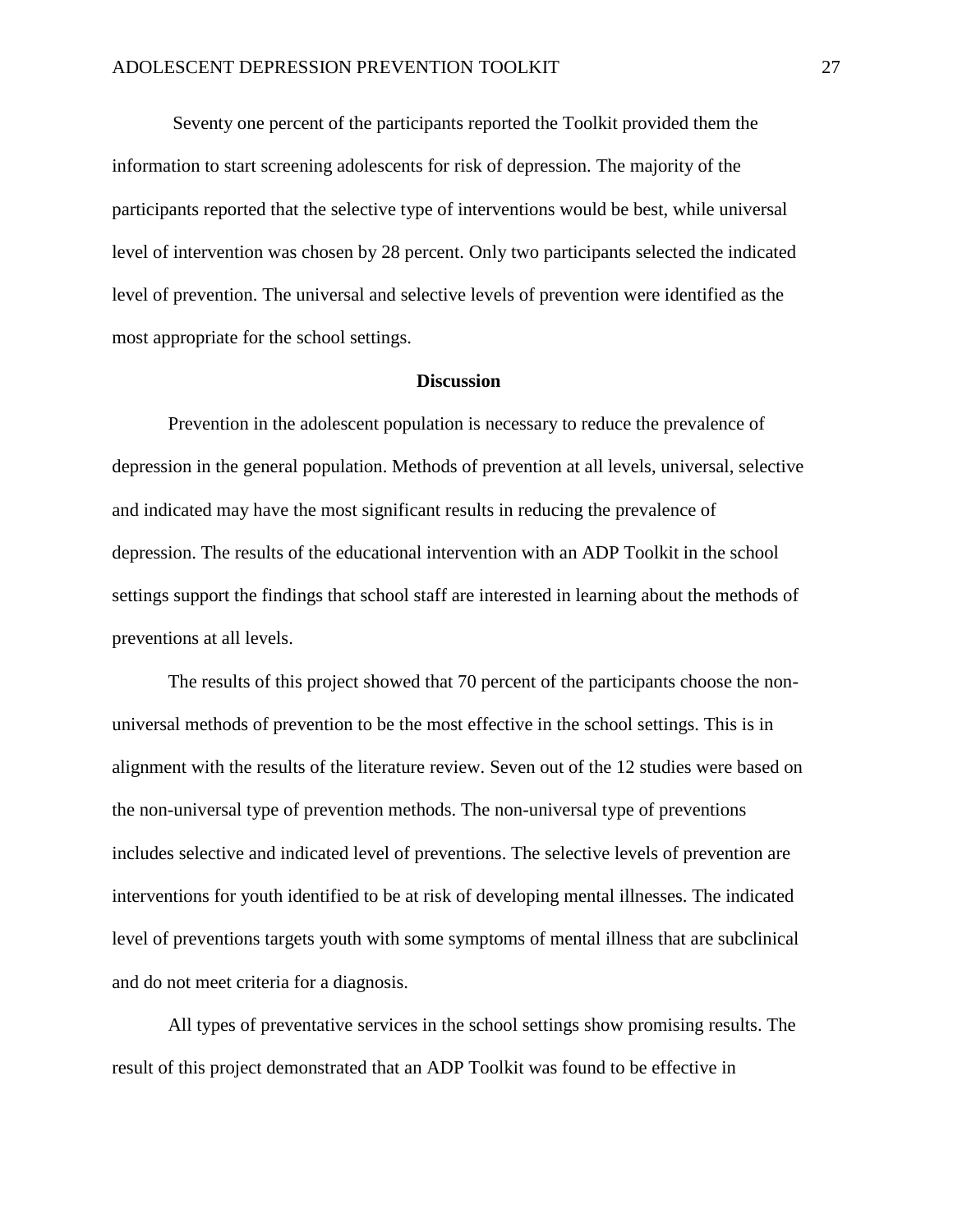Seventy one percent of the participants reported the Toolkit provided them the information to start screening adolescents for risk of depression. The majority of the participants reported that the selective type of interventions would be best, while universal level of intervention was chosen by 28 percent. Only two participants selected the indicated level of prevention. The universal and selective levels of prevention were identified as the most appropriate for the school settings.

## Discussion

Prevention in the adolescent population is necessary to reduce the prevalence of depression in the general population. Methods of prevention at all levels, universal, selective and indicated may have the most significant results in reducing the prevalence of depression. The results of the educational intervention with an ADP Toolkit in the school settings support the findings that school staff are interested in learning about the methods of preventions at all levels.

The results of this project showed that 70 percent of the participants choose the non-universal methods of prevention to be the most effective in the school settings. This is in alignment with the results of the literature review. Seven out of the 12 studies were based on the non-universal type of prevention methods. The non-universal type of preventions includes selective and indicated level of preventions. The selective levels of prevention are interventions for youth identified to be at risk of developing mental illnesses. The indicated level of preventions targets youth with some symptoms of mental illness that are subclinical and do not meet criteria for a diagnosis.

All types of preventative services in the school settings show promising results. The result of this project demonstrated that an ADP Toolkit was found to be effective in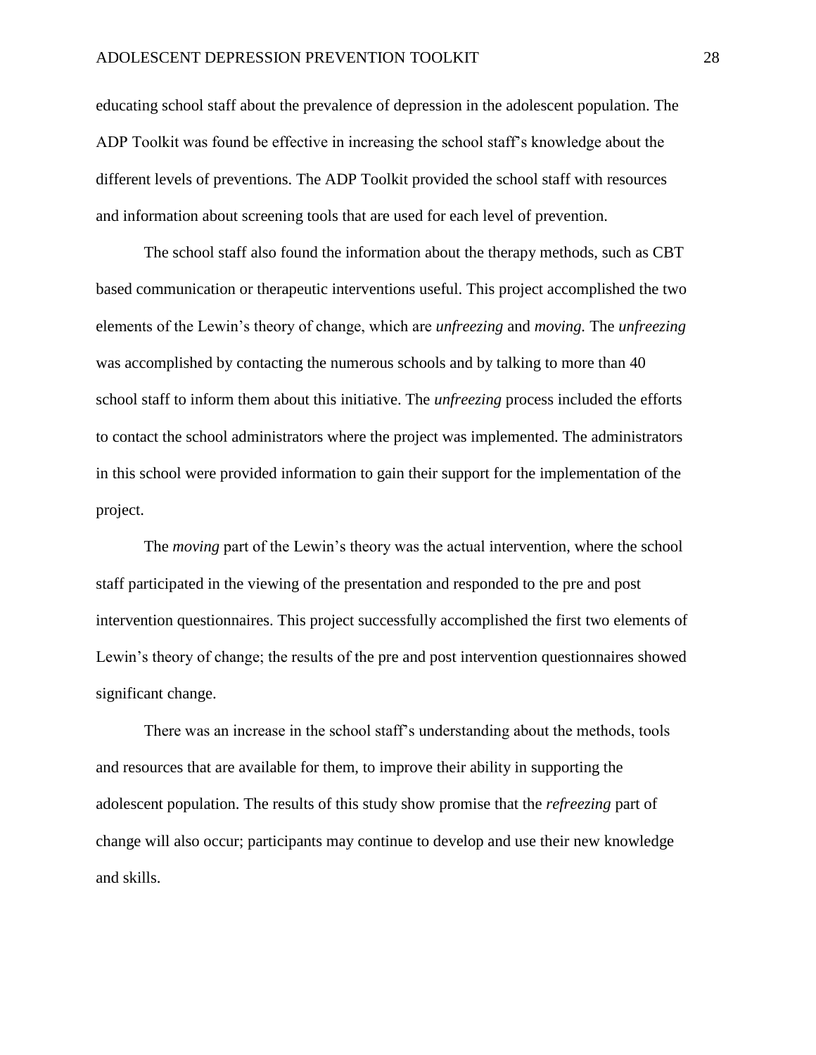educating school staff about the prevalence of depression in the adolescent population. The ADP Toolkit was found be effective in increasing the school staff's knowledge about the different levels of preventions. The ADP Toolkit provided the school staff with resources and information about screening tools that are used for each level of prevention.

The school staff also found the information about the therapy methods, such as CBT based communication or therapeutic interventions useful. This project accomplished the two elements of the Lewin's theory of change, which are *unfreezing* and *moving.* The *unfreezing* was accomplished by contacting the numerous schools and by talking to more than 40 school staff to inform them about this initiative. The *unfreezing* process included the efforts to contact the school administrators where the project was implemented. The administrators in this school were provided information to gain their support for the implementation of the project.

The *moving* part of the Lewin's theory was the actual intervention, where the school staff participated in the viewing of the presentation and responded to the pre and post intervention questionnaires. This project successfully accomplished the first two elements of Lewin's theory of change; the results of the pre and post intervention questionnaires showed significant change.

There was an increase in the school staff's understanding about the methods, tools and resources that are available for them, to improve their ability in supporting the adolescent population. The results of this study show promise that the *refreezing* part of change will also occur; participants may continue to develop and use their new knowledge and skills.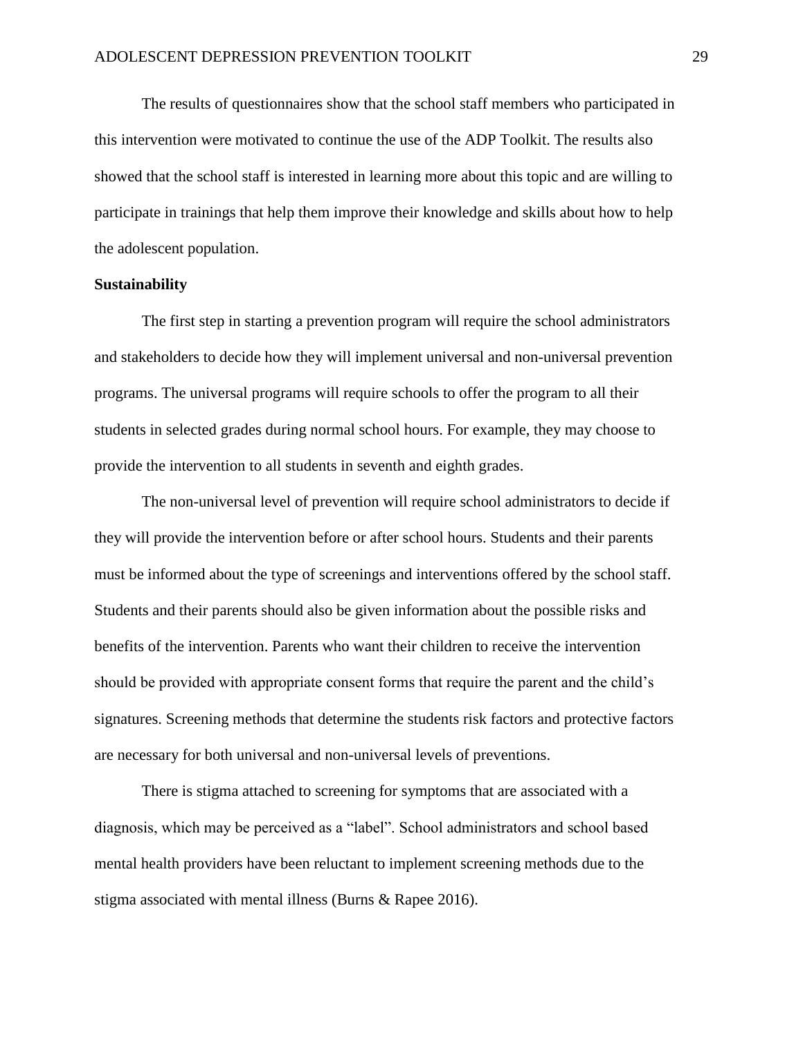The results of questionnaires show that the school staff members who participated in this intervention were motivated to continue the use of the ADP Toolkit. The results also showed that the school staff is interested in learning more about this topic and are willing to participate in trainings that help them improve their knowledge and skills about how to help the adolescent population.

**Sustainability**

The first step in starting a prevention program will require the school administrators and stakeholders to decide how they will implement universal and non-universal prevention programs. The universal programs will require schools to offer the program to all their students in selected grades during normal school hours. For example, they may choose to provide the intervention to all students in seventh and eighth grades.

The non-universal level of prevention will require school administrators to decide if they will provide the intervention before or after school hours. Students and their parents must be informed about the type of screenings and interventions offered by the school staff. Students and their parents should also be given information about the possible risks and benefits of the intervention. Parents who want their children to receive the intervention should be provided with appropriate consent forms that require the parent and the child's signatures. Screening methods that determine the students risk factors and protective factors are necessary for both universal and non-universal levels of preventions.

There is stigma attached to screening for symptoms that are associated with a diagnosis, which may be perceived as a "label". School administrators and school based mental health providers have been reluctant to implement screening methods due to the stigma associated with mental illness (Burns & Rapee 2016).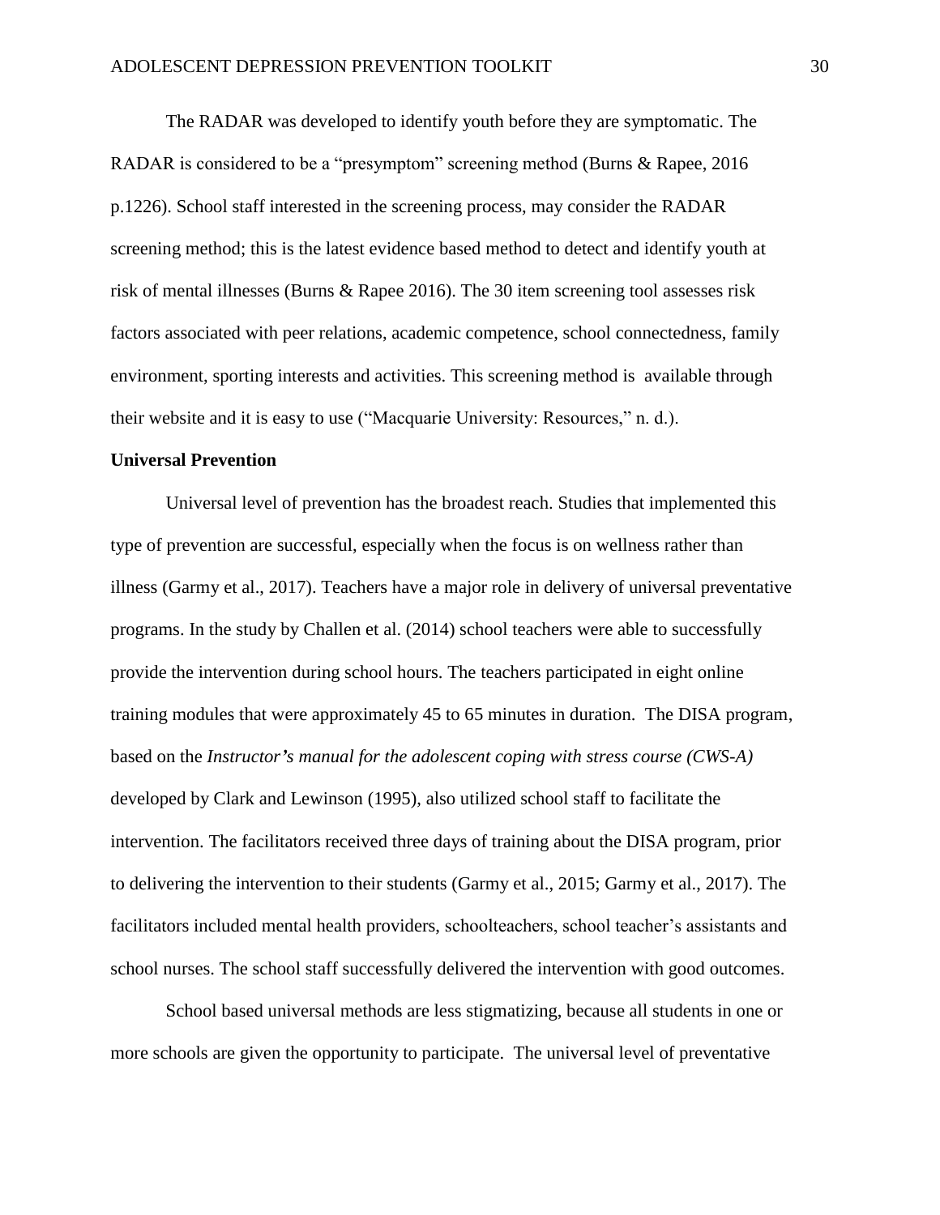The RADAR was developed to identify youth before they are symptomatic. The RADAR is considered to be a "presymptom" screening method (Burns & Rapee, 2016 p.1226). School staff interested in the screening process, may consider the RADAR screening method; this is the latest evidence based method to detect and identify youth at risk of mental illnesses (Burns & Rapee 2016). The 30 item screening tool assesses risk factors associated with peer relations, academic competence, school connectedness, family environment, sporting interests and activities. This screening method is available through their website and it is easy to use ("Macquarie University: Resources," n. d.).

**Universal Prevention**

Universal level of prevention has the broadest reach. Studies that implemented this type of prevention are successful, especially when the focus is on wellness rather than illness (Garmy et al., 2017). Teachers have a major role in delivery of universal preventative programs. In the study by Challen et al. (2014) school teachers were able to successfully provide the intervention during school hours. The teachers participated in eight online training modules that were approximately 45 to 65 minutes in duration. The DISA program, based on the *Instructor's manual for the adolescent coping with stress course (CWS-A)* developed by Clark and Lewinson (1995), also utilized school staff to facilitate the intervention. The facilitators received three days of training about the DISA program, prior to delivering the intervention to their students (Garmy et al., 2015; Garmy et al., 2017). The facilitators included mental health providers, schoolteachers, school teacher's assistants and school nurses. The school staff successfully delivered the intervention with good outcomes.

School based universal methods are less stigmatizing, because all students in one or more schools are given the opportunity to participate. The universal level of preventative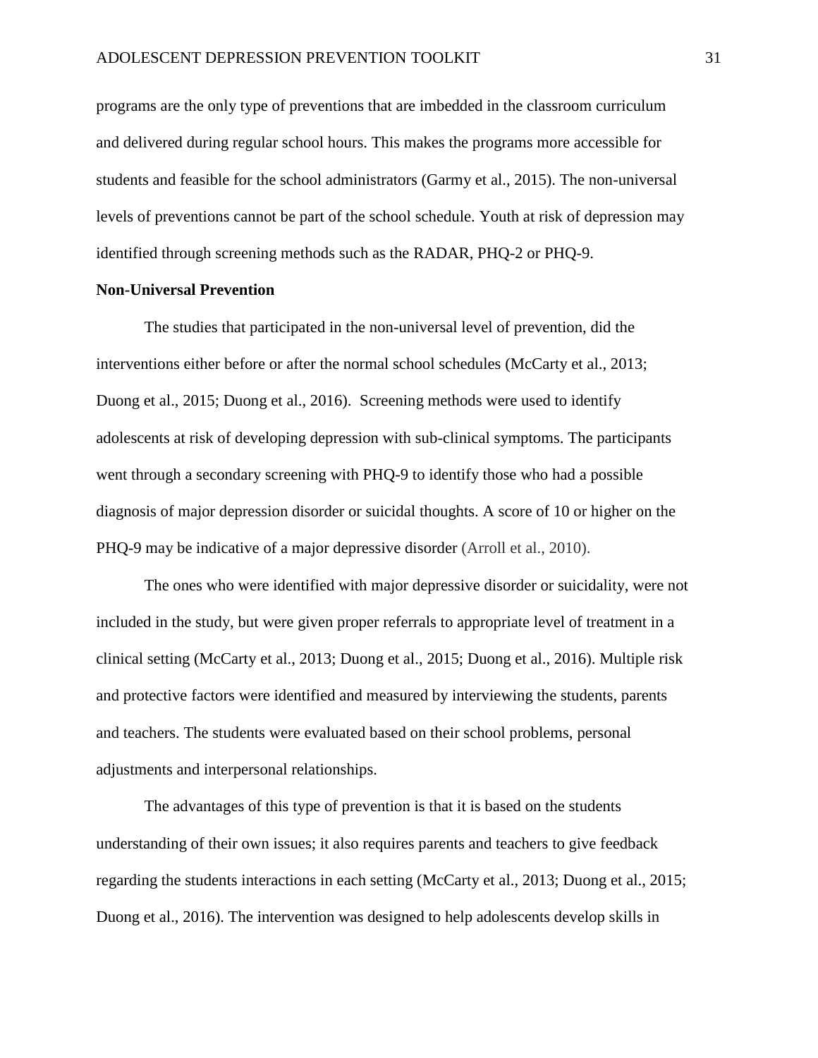programs are the only type of preventions that are imbedded in the classroom curriculum and delivered during regular school hours. This makes the programs more accessible for students and feasible for the school administrators (Garmy et al., 2015). The non-universal levels of preventions cannot be part of the school schedule. Youth at risk of depression may identified through screening methods such as the RADAR, PHQ-2 or PHQ-9.

**Non-Universal Prevention**

The studies that participated in the non-universal level of prevention, did the interventions either before or after the normal school schedules (McCarty et al., 2013; Duong et al., 2015; Duong et al., 2016). Screening methods were used to identify adolescents at risk of developing depression with sub-clinical symptoms. The participants went through a secondary screening with PHQ-9 to identify those who had a possible diagnosis of major depression disorder or suicidal thoughts. A score of 10 or higher on the PHQ-9 may be indicative of a major depressive disorder (Arroll et al., 2010).

The ones who were identified with major depressive disorder or suicidality, were not included in the study, but were given proper referrals to appropriate level of treatment in a clinical setting (McCarty et al., 2013; Duong et al., 2015; Duong et al., 2016). Multiple risk and protective factors were identified and measured by interviewing the students, parents and teachers. The students were evaluated based on their school problems, personal adjustments and interpersonal relationships.

The advantages of this type of prevention is that it is based on the students understanding of their own issues; it also requires parents and teachers to give feedback regarding the students interactions in each setting (McCarty et al., 2013; Duong et al., 2015; Duong et al., 2016). The intervention was designed to help adolescents develop skills in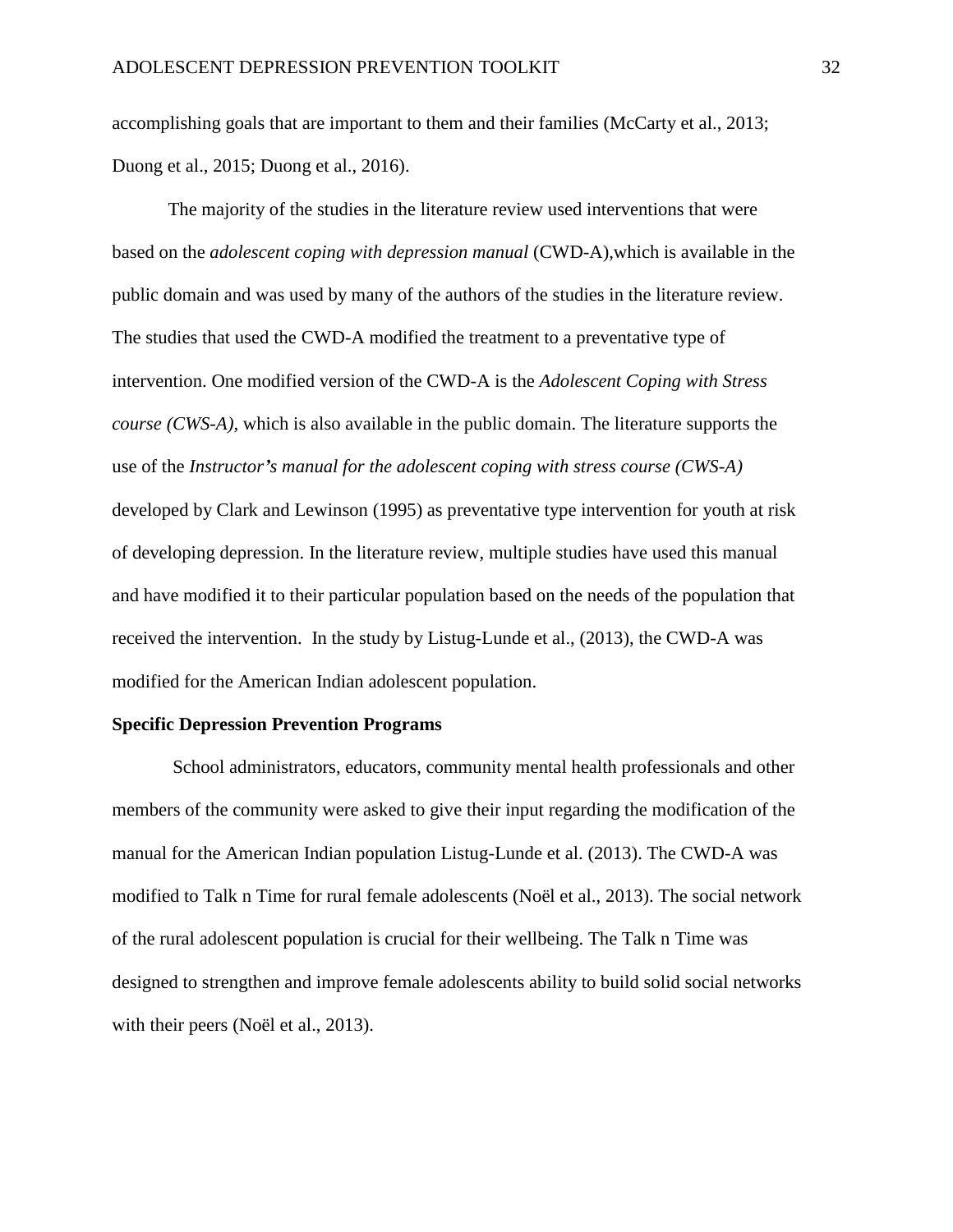accomplishing goals that are important to them and their families (McCarty et al., 2013; Duong et al., 2015; Duong et al., 2016).

The majority of the studies in the literature review used interventions that were based on the *adolescent coping with depression manual* (CWD-A),which is available in the public domain and was used by many of the authors of the studies in the literature review. The studies that used the CWD-A modified the treatment to a preventative type of intervention. One modified version of the CWD-A is the *Adolescent Coping with Stress course (CWS-A),* which is also available in the public domain. The literature supports the use of the *Instructor's manual for the adolescent coping with stress course (CWS-A)* developed by Clark and Lewinson (1995) as preventative type intervention for youth at risk of developing depression. In the literature review, multiple studies have used this manual and have modified it to their particular population based on the needs of the population that received the intervention. In the study by Listug-Lunde et al., (2013), the CWD-A was modified for the American Indian adolescent population.

**Specific Depression Prevention Programs**

School administrators, educators, community mental health professionals and other members of the community were asked to give their input regarding the modification of the manual for the American Indian population Listug-Lunde et al. (2013). The CWD-A was modified to Talk n Time for rural female adolescents (Noël et al., 2013). The social network of the rural adolescent population is crucial for their wellbeing. The Talk n Time was designed to strengthen and improve female adolescents ability to build solid social networks with their peers (Noël et al., 2013).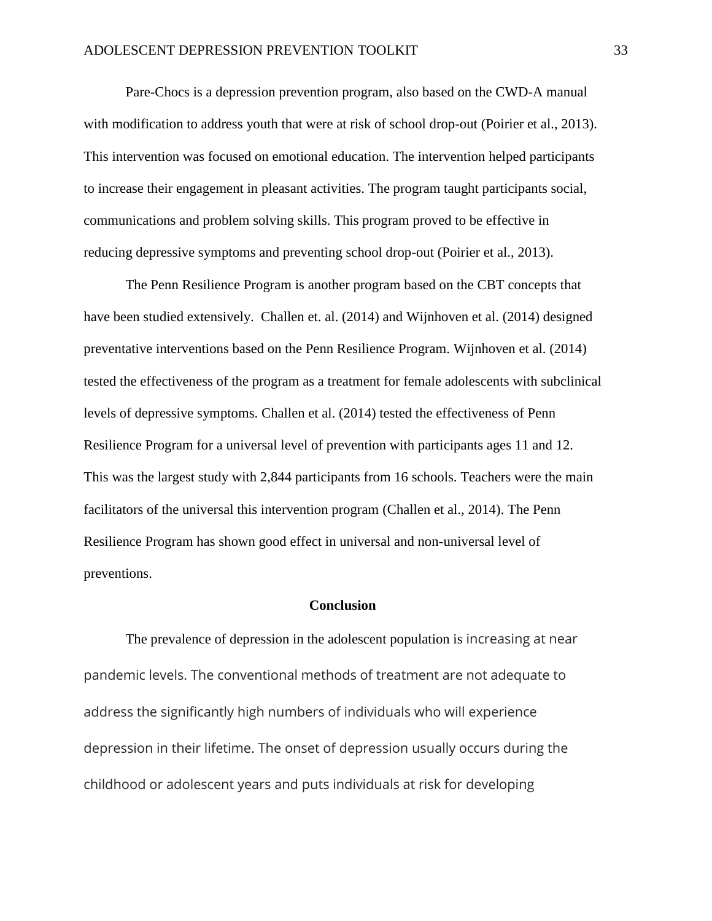Pare-Chocs is a depression prevention program, also based on the CWD-A manual with modification to address youth that were at risk of school drop-out (Poirier et al., 2013). This intervention was focused on emotional education. The intervention helped participants to increase their engagement in pleasant activities. The program taught participants social, communications and problem solving skills. This program proved to be effective in reducing depressive symptoms and preventing school drop-out (Poirier et al., 2013).

The Penn Resilience Program is another program based on the CBT concepts that have been studied extensively.  Challen et. al. (2014) and Wijnhoven et al. (2014) designed preventative interventions based on the Penn Resilience Program. Wijnhoven et al. (2014) tested the effectiveness of the program as a treatment for female adolescents with subclinical levels of depressive symptoms. Challen et al. (2014) tested the effectiveness of Penn Resilience Program for a universal level of prevention with participants ages 11 and 12. This was the largest study with 2,844 participants from 16 schools. Teachers were the main facilitators of the universal this intervention program (Challen et al., 2014). The Penn Resilience Program has shown good effect in universal and non-universal level of preventions.

## Conclusion

The prevalence of depression in the adolescent population is increasing at near pandemic levels. The conventional methods of treatment are not adequate to address the significantly high numbers of individuals who will experience depression in their lifetime. The onset of depression usually occurs during the childhood or adolescent years and puts individuals at risk for developing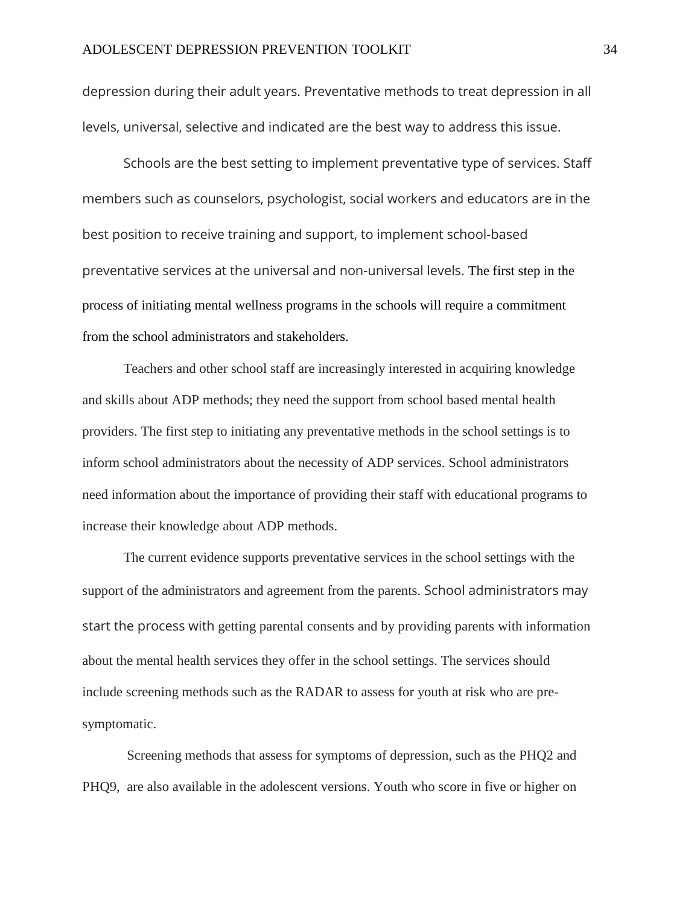depression during their adult years. Preventative methods to treat depression in all levels, universal, selective and indicated are the best way to address this issue.

Schools are the best setting to implement preventative type of services. Staff members such as counselors, psychologist, social workers and educators are in the best position to receive training and support, to implement school-based preventative services at the universal and non-universal levels. The first step in the process of initiating mental wellness programs in the schools will require a commitment from the school administrators and stakeholders.

Teachers and other school staff are increasingly interested in acquiring knowledge and skills about ADP methods; they need the support from school based mental health providers. The first step to initiating any preventative methods in the school settings is to inform school administrators about the necessity of ADP services. School administrators need information about the importance of providing their staff with educational programs to increase their knowledge about ADP methods.

The current evidence supports preventative services in the school settings with the support of the administrators and agreement from the parents. School administrators may start the process with getting parental consents and by providing parents with information about the mental health services they offer in the school settings. The services should include screening methods such as the RADAR to assess for youth at risk who are pre-symptomatic.

Screening methods that assess for symptoms of depression, such as the PHQ2 and PHQ9, are also available in the adolescent versions. Youth who score in five or higher on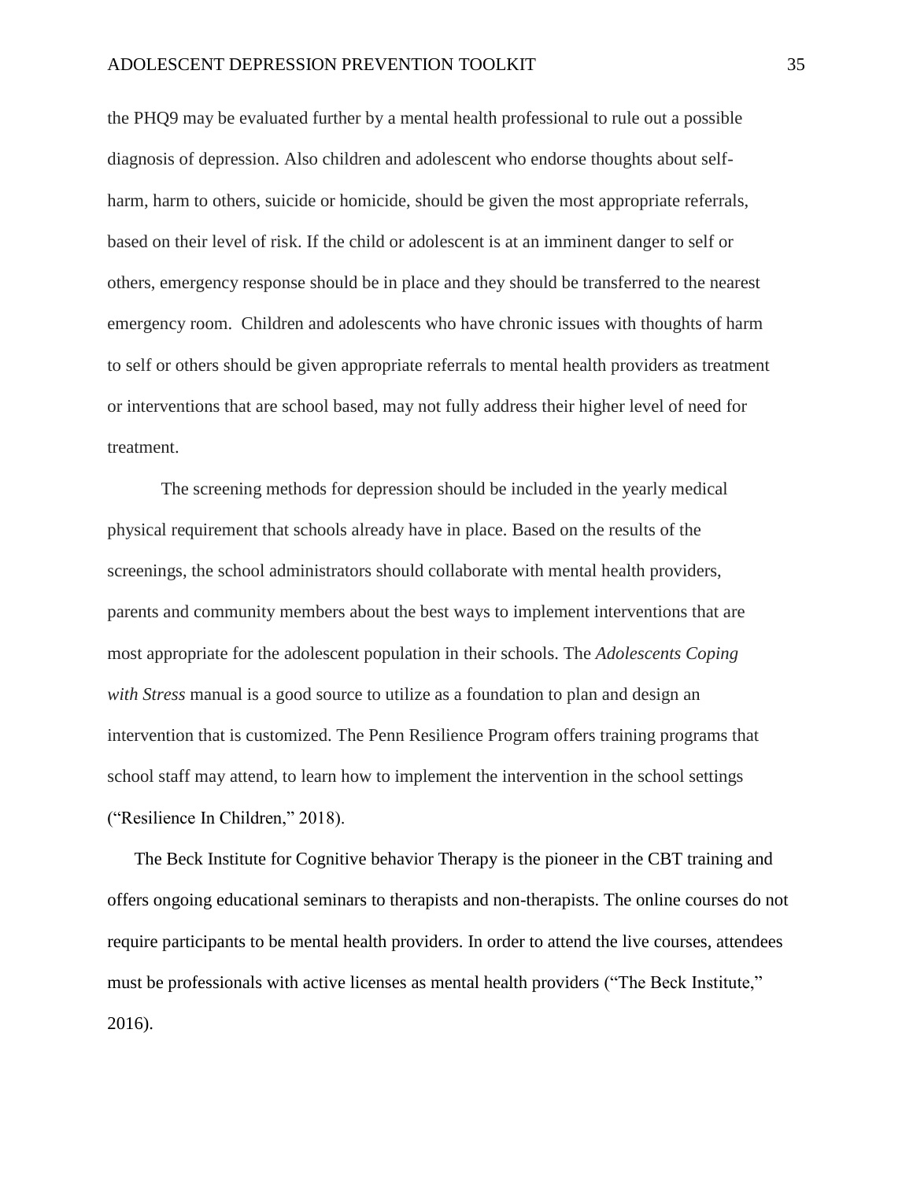the PHQ9 may be evaluated further by a mental health professional to rule out a possible diagnosis of depression. Also children and adolescent who endorse thoughts about self-harm, harm to others, suicide or homicide, should be given the most appropriate referrals, based on their level of risk. If the child or adolescent is at an imminent danger to self or others, emergency response should be in place and they should be transferred to the nearest emergency room. Children and adolescents who have chronic issues with thoughts of harm to self or others should be given appropriate referrals to mental health providers as treatment or interventions that are school based, may not fully address their higher level of need for treatment.

The screening methods for depression should be included in the yearly medical physical requirement that schools already have in place. Based on the results of the screenings, the school administrators should collaborate with mental health providers, parents and community members about the best ways to implement interventions that are most appropriate for the adolescent population in their schools. The *Adolescents Coping with Stress* manual is a good source to utilize as a foundation to plan and design an intervention that is customized. The Penn Resilience Program offers training programs that school staff may attend, to learn how to implement the intervention in the school settings ("Resilience In Children," 2018).

The Beck Institute for Cognitive behavior Therapy is the pioneer in the CBT training and offers ongoing educational seminars to therapists and non-therapists. The online courses do not require participants to be mental health providers. In order to attend the live courses, attendees must be professionals with active licenses as mental health providers ("The Beck Institute," 2016).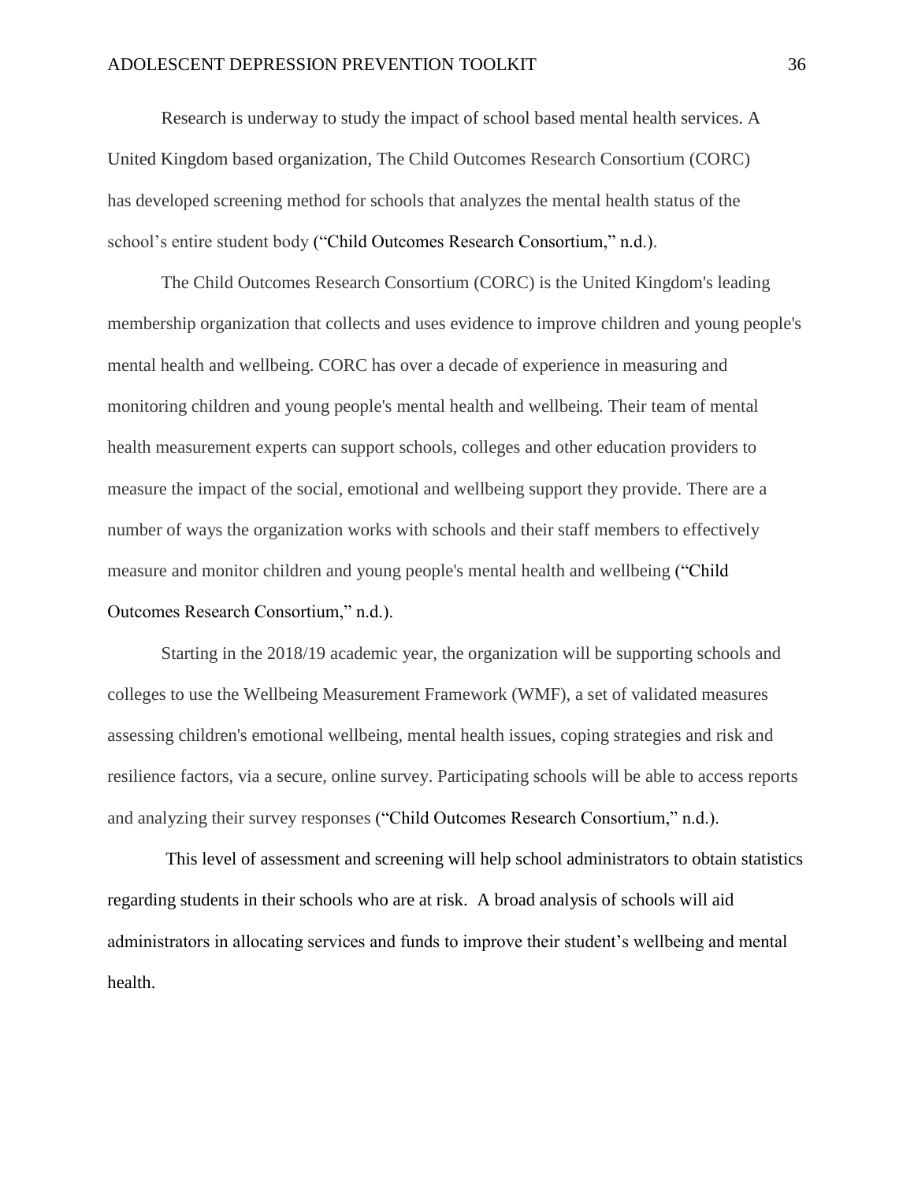Research is underway to study the impact of school based mental health services. A United Kingdom based organization, The Child Outcomes Research Consortium (CORC) has developed screening method for schools that analyzes the mental health status of the school's entire student body ("Child Outcomes Research Consortium," n.d.).

The Child Outcomes Research Consortium (CORC) is the United Kingdom's leading membership organization that collects and uses evidence to improve children and young people's mental health and wellbeing. CORC has over a decade of experience in measuring and monitoring children and young people's mental health and wellbeing. Their team of mental health measurement experts can support schools, colleges and other education providers to measure the impact of the social, emotional and wellbeing support they provide. There are a number of ways the organization works with schools and their staff members to effectively measure and monitor children and young people's mental health and wellbeing ("Child Outcomes Research Consortium," n.d.).

Starting in the 2018/19 academic year, the organization will be supporting schools and colleges to use the Wellbeing Measurement Framework (WMF), a set of validated measures assessing children's emotional wellbeing, mental health issues, coping strategies and risk and resilience factors, via a secure, online survey. Participating schools will be able to access reports and analyzing their survey responses ("Child Outcomes Research Consortium," n.d.).

This level of assessment and screening will help school administrators to obtain statistics regarding students in their schools who are at risk. A broad analysis of schools will aid administrators in allocating services and funds to improve their student's wellbeing and mental health.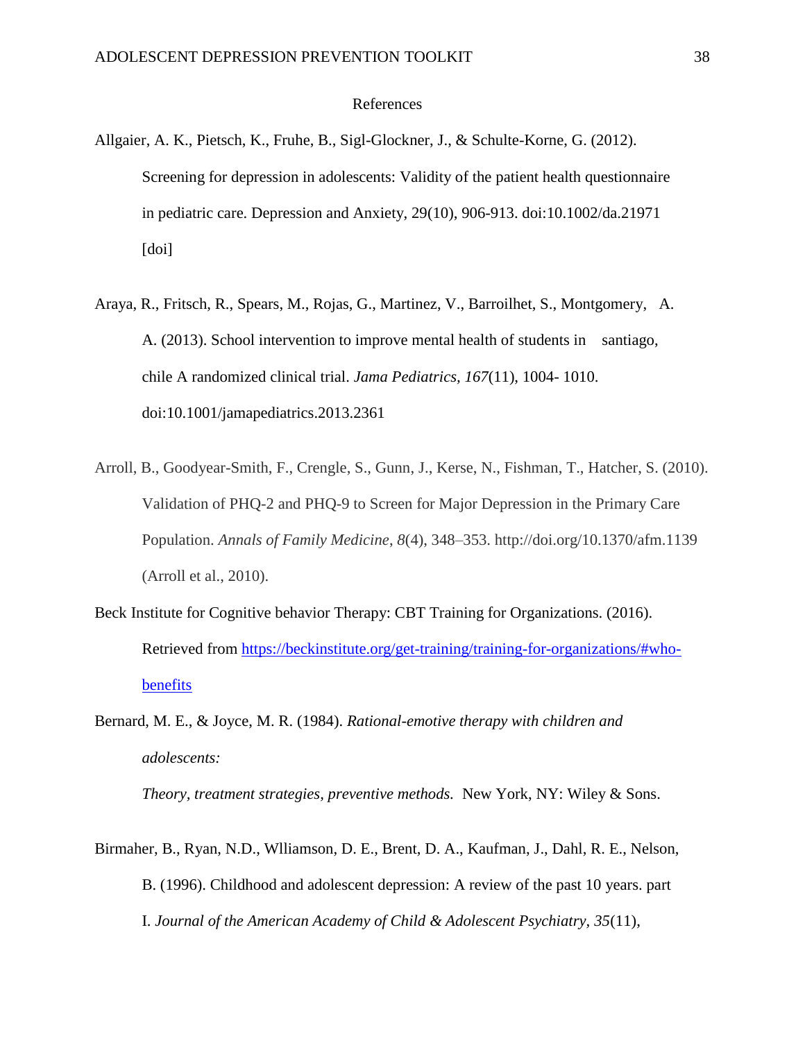References

Allgaier, A. K., Pietsch, K., Fruhe, B., Sigl-Glockner, J., & Schulte-Korne, G. (2012). Screening for depression in adolescents: Validity of the patient health questionnaire in pediatric care. Depression and Anxiety, 29(10), 906-913. doi:10.1002/da.21971 [doi]

Araya, R., Fritsch, R., Spears, M., Rojas, G., Martinez, V., Barroilhet, S., Montgomery, A. A. (2013). School intervention to improve mental health of students in santiago, chile A randomized clinical trial. *Jama Pediatrics, 167*(11), 1004- 1010. doi:10.1001/jamapediatrics.2013.2361

Arroll, B., Goodyear-Smith, F., Crengle, S., Gunn, J., Kerse, N., Fishman, T., Hatcher, S. (2010). Validation of PHQ-2 and PHQ-9 to Screen for Major Depression in the Primary Care Population. *Annals of Family Medicine*, *8*(4), 348–353. http://doi.org/10.1370/afm.1139 (Arroll et al., 2010).

Beck Institute for Cognitive behavior Therapy: CBT Training for Organizations. (2016). Retrieved from https://beckinstitute.org/get-training/training-for-organizations/#who-benefits

Bernard, M. E., & Joyce, M. R. (1984). *Rational-emotive therapy with children and adolescents: Theory, treatment strategies, preventive methods.* New York, NY: Wiley & Sons.

Birmaher, B., Ryan, N.D., Wlliamson, D. E., Brent, D. A., Kaufman, J., Dahl, R. E., Nelson, B. (1996). Childhood and adolescent depression: A review of the past 10 years. part I. *Journal of the American Academy of Child & Adolescent Psychiatry, 35*(11),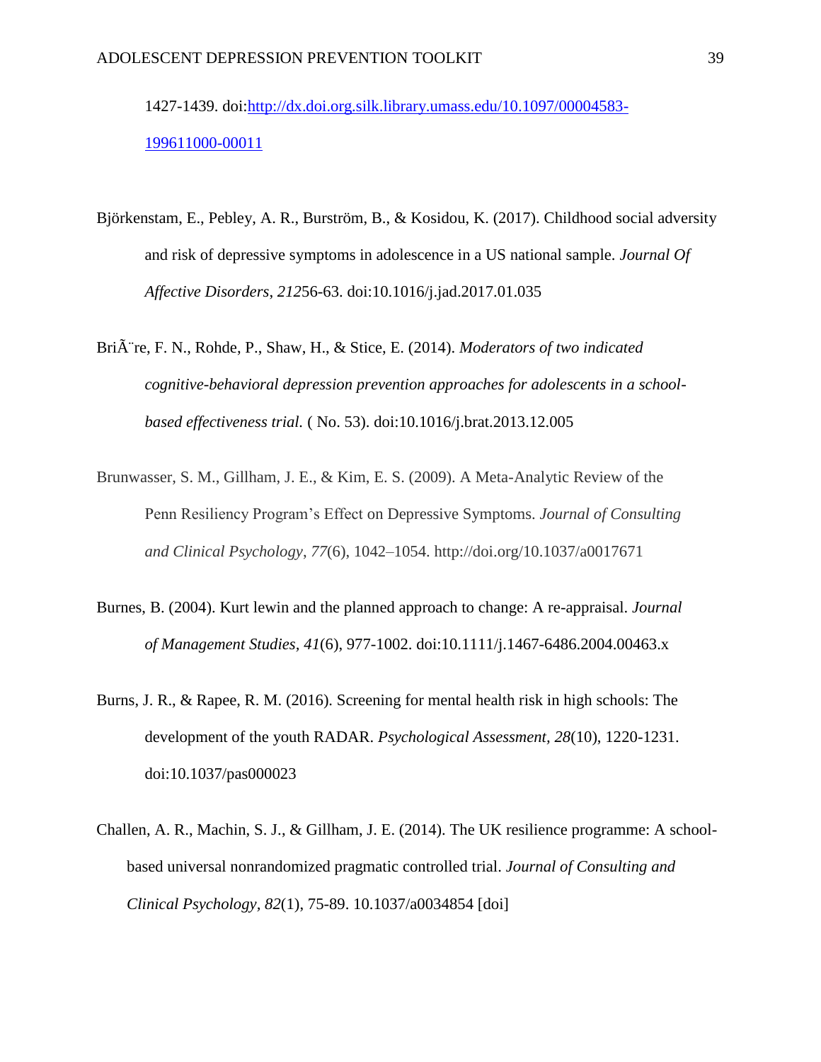1427-1439. doi:[http://dx.doi.org.silk.library.umass.edu/10.1097/00004583-199611000-00011](http://dx.doi.org.silk.library.umass.edu/10.1097/00004583-199611000-00011)

Björkenstam, E., Pebley, A. R., Burström, B., & Kosidou, K. (2017). Childhood social adversity and risk of depressive symptoms in adolescence in a US national sample. *Journal Of Affective Disorders*, *212*56-63. doi:10.1016/j.jad.2017.01.035

BriÃ¨re, F. N., Rohde, P., Shaw, H., & Stice, E. (2014). *Moderators of two indicated cognitive-behavioral depression prevention approaches for adolescents in a school-based effectiveness trial.* ( No. 53). doi:10.1016/j.brat.2013.12.005

Brunwasser, S. M., Gillham, J. E., & Kim, E. S. (2009). A Meta-Analytic Review of the Penn Resiliency Program's Effect on Depressive Symptoms. *Journal of Consulting and Clinical Psychology*, *77*(6), 1042–1054. http://doi.org/10.1037/a0017671

Burnes, B. (2004). Kurt lewin and the planned approach to change: A re-appraisal. *Journal of Management Studies, 41*(6), 977-1002. doi:10.1111/j.1467-6486.2004.00463.x

Burns, J. R., & Rapee, R. M. (2016). Screening for mental health risk in high schools: The development of the youth RADAR. *Psychological Assessment, 28*(10), 1220-1231. doi:10.1037/pas000023

Challen, A. R., Machin, S. J., & Gillham, J. E. (2014). The UK resilience programme: A school-based universal nonrandomized pragmatic controlled trial. *Journal of Consulting and Clinical Psychology*, *82*(1), 75-89. 10.1037/a0034854 [doi]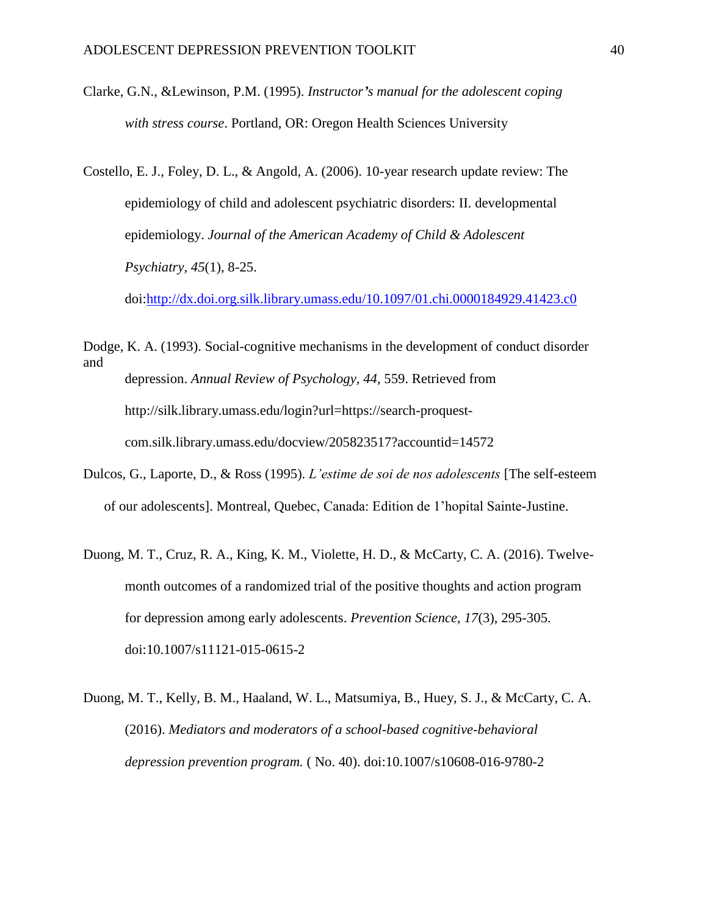Clarke, G.N., &Lewinson, P.M. (1995). *Instructor's manual for the adolescent coping with stress course*. Portland, OR: Oregon Health Sciences University

Costello, E. J., Foley, D. L., & Angold, A. (2006). 10-year research update review: The epidemiology of child and adolescent psychiatric disorders: II. developmental epidemiology. *Journal of the American Academy of Child & Adolescent Psychiatry, 45*(1), 8-25. doi:http://dx.doi.org.silk.library.umass.edu/10.1097/01.chi.0000184929.41423.c0

Dodge, K. A. (1993). Social-cognitive mechanisms in the development of conduct disorder and depression. *Annual Review of Psychology, 44*, 559. Retrieved from http://silk.library.umass.edu/login?url=https://search-proquest-com.silk.library.umass.edu/docview/205823517?accountid=14572

Dulcos, G., Laporte, D., & Ross (1995). *L'estime de soi de nos adolescents* [The self-esteem of our adolescents]. Montreal, Quebec, Canada: Edition de 1'hopital Sainte-Justine.

Duong, M. T., Cruz, R. A., King, K. M., Violette, H. D., & McCarty, C. A. (2016). Twelve-month outcomes of a randomized trial of the positive thoughts and action program for depression among early adolescents. *Prevention Science, 17*(3), 295-305. doi:10.1007/s11121-015-0615-2

Duong, M. T., Kelly, B. M., Haaland, W. L., Matsumiya, B., Huey, S. J., & McCarty, C. A. (2016). *Mediators and moderators of a school-based cognitive-behavioral depression prevention program.* ( No. 40). doi:10.1007/s10608-016-9780-2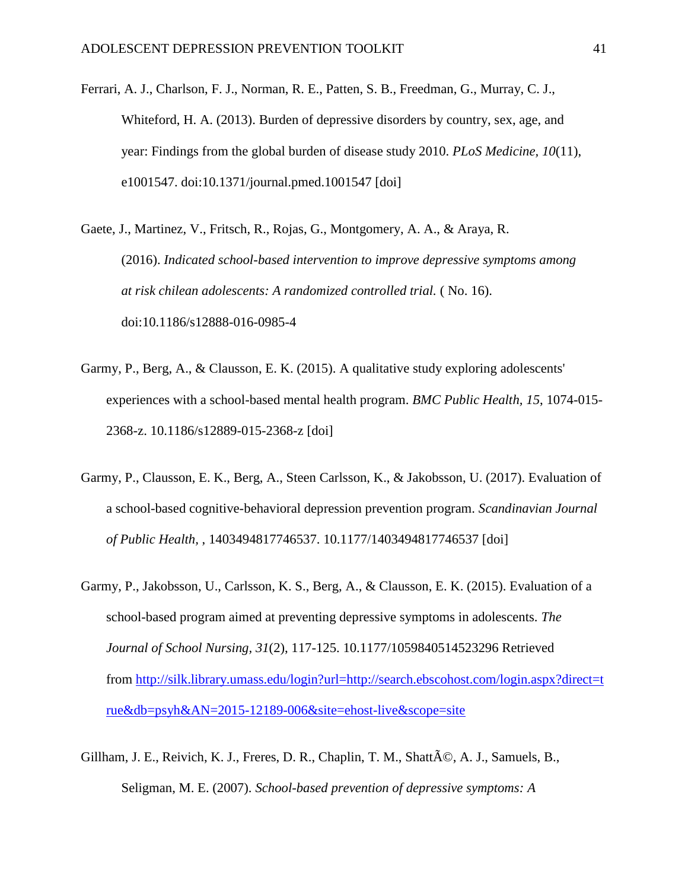Ferrari, A. J., Charlson, F. J., Norman, R. E., Patten, S. B., Freedman, G., Murray, C. J., Whiteford, H. A. (2013). Burden of depressive disorders by country, sex, age, and year: Findings from the global burden of disease study 2010. *PLoS Medicine, 10*(11), e1001547. doi:10.1371/journal.pmed.1001547 [doi]

Gaete, J., Martinez, V., Fritsch, R., Rojas, G., Montgomery, A. A., & Araya, R. (2016). *Indicated school-based intervention to improve depressive symptoms among at risk chilean adolescents: A randomized controlled trial.* ( No. 16). doi:10.1186/s12888-016-0985-4

Garmy, P., Berg, A., & Clausson, E. K. (2015). A qualitative study exploring adolescents' experiences with a school-based mental health program. *BMC Public Health, 15*, 1074-015-2368-z. 10.1186/s12889-015-2368-z [doi]

Garmy, P., Clausson, E. K., Berg, A., Steen Carlsson, K., & Jakobsson, U. (2017). Evaluation of a school-based cognitive-behavioral depression prevention program. *Scandinavian Journal of Public Health, ,* 1403494817746537. 10.1177/1403494817746537 [doi]

Garmy, P., Jakobsson, U., Carlsson, K. S., Berg, A., & Clausson, E. K. (2015). Evaluation of a school-based program aimed at preventing depressive symptoms in adolescents. *The Journal of School Nursing, 31*(2), 117-125. 10.1177/1059840514523296 Retrieved from http://silk.library.umass.edu/login?url=http://search.ebscohost.com/login.aspx?direct=true&db=psyh&AN=2015-12189-006&site=ehost-live&scope=site

Gillham, J. E., Reivich, K. J., Freres, D. R., Chaplin, T. M., ShattÃ©, A. J., Samuels, B., Seligman, M. E. (2007). *School-based prevention of depressive symptoms: A*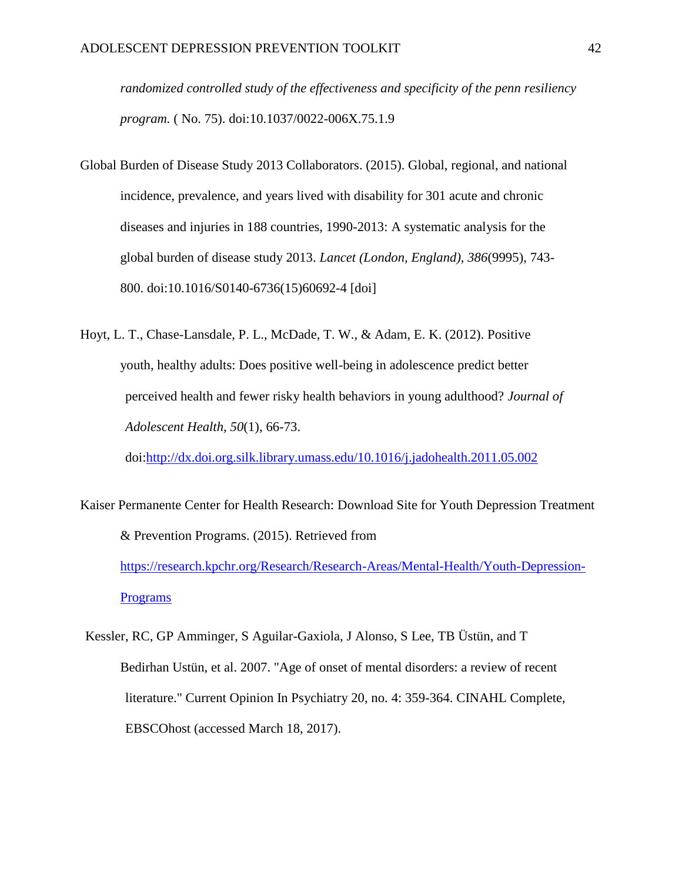*randomized controlled study of the effectiveness and specificity of the penn resiliency program.* ( No. 75). doi:10.1037/0022-006X.75.1.9

Global Burden of Disease Study 2013 Collaborators. (2015). Global, regional, and national incidence, prevalence, and years lived with disability for 301 acute and chronic diseases and injuries in 188 countries, 1990-2013: A systematic analysis for the global burden of disease study 2013. *Lancet (London, England), 386*(9995), 743-800. doi:10.1016/S0140-6736(15)60692-4 [doi]

Hoyt, L. T., Chase-Lansdale, P. L., McDade, T. W., & Adam, E. K. (2012). Positive youth, healthy adults: Does positive well-being in adolescence predict better perceived health and fewer risky health behaviors in young adulthood? *Journal of Adolescent Health, 50*(1), 66-73. doi:http://dx.doi.org.silk.library.umass.edu/10.1016/j.jadohealth.2011.05.002

Kaiser Permanente Center for Health Research: Download Site for Youth Depression Treatment & Prevention Programs. (2015). Retrieved from https://research.kpchr.org/Research/Research-Areas/Mental-Health/Youth-Depression-Programs

Kessler, RC, GP Amminger, S Aguilar-Gaxiola, J Alonso, S Lee, TB Üstün, and T Bedirhan Ustün, et al. 2007. "Age of onset of mental disorders: a review of recent literature." Current Opinion In Psychiatry 20, no. 4: 359-364. CINAHL Complete, EBSCOhost (accessed March 18, 2017).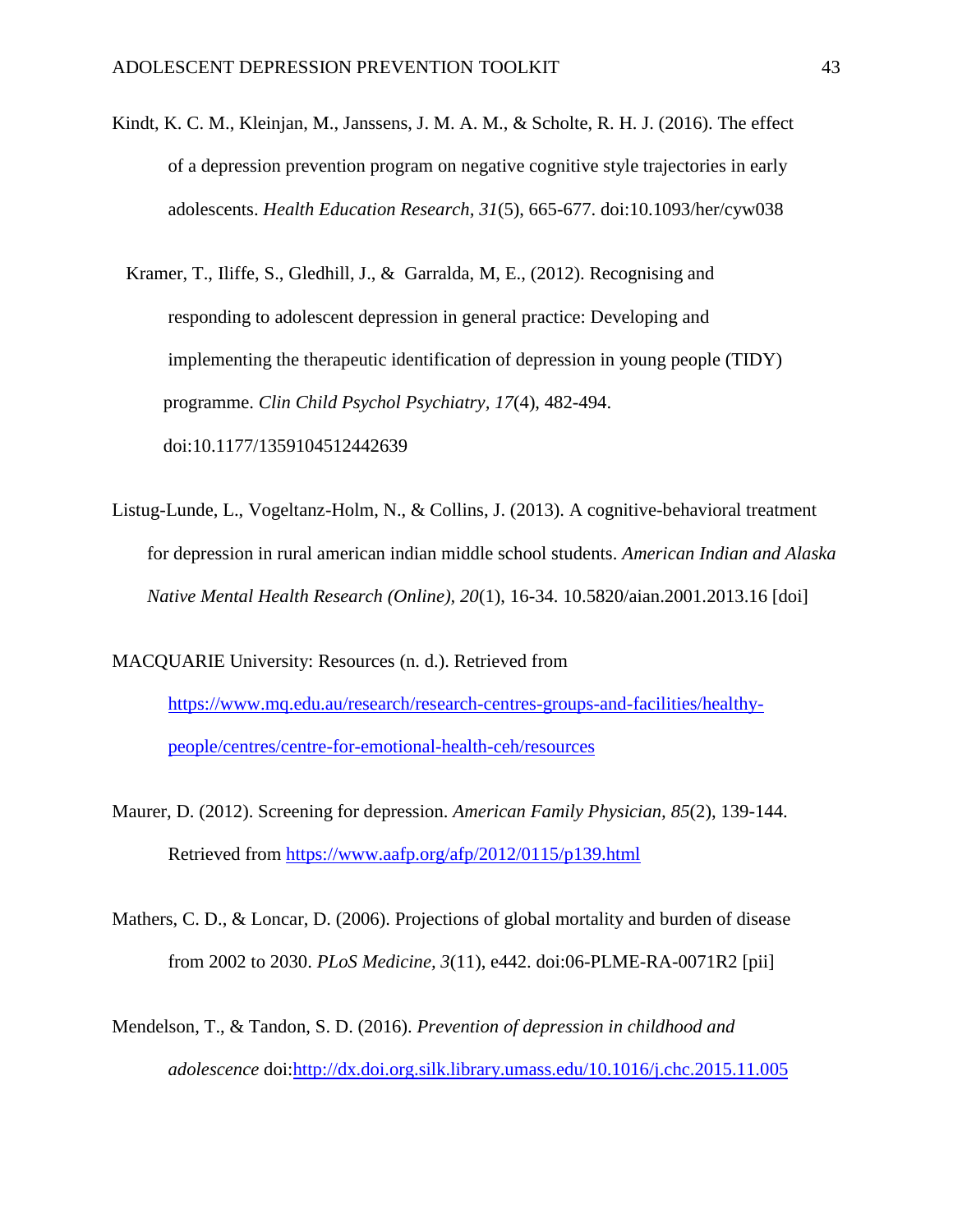Kindt, K. C. M., Kleinjan, M., Janssens, J. M. A. M., & Scholte, R. H. J. (2016). The effect of a depression prevention program on negative cognitive style trajectories in early adolescents. *Health Education Research, 31*(5), 665-677. doi:10.1093/her/cyw038

Kramer, T., Iliffe, S., Gledhill, J., & Garralda, M, E., (2012). Recognising and responding to adolescent depression in general practice: Developing and implementing the therapeutic identification of depression in young people (TIDY) programme. *Clin Child Psychol Psychiatry, 17*(4), 482-494. doi:10.1177/1359104512442639

Listug-Lunde, L., Vogeltanz-Holm, N., & Collins, J. (2013). A cognitive-behavioral treatment for depression in rural american indian middle school students. *American Indian and Alaska Native Mental Health Research (Online), 20*(1), 16-34. 10.5820/aian.2001.2013.16 [doi]

MACQUARIE University: Resources (n. d.). Retrieved from https://www.mq.edu.au/research/research-centres-groups-and-facilities/healthy-people/centres/centre-for-emotional-health-ceh/resources

Maurer, D. (2012). Screening for depression. *American Family Physician, 85*(2), 139-144. Retrieved from https://www.aafp.org/afp/2012/0115/p139.html

Mathers, C. D., & Loncar, D. (2006). Projections of global mortality and burden of disease from 2002 to 2030. *PLoS Medicine, 3*(11), e442. doi:06-PLME-RA-0071R2 [pii]

Mendelson, T., & Tandon, S. D. (2016). *Prevention of depression in childhood and adolescence* doi:http://dx.doi.org.silk.library.umass.edu/10.1016/j.chc.2015.11.005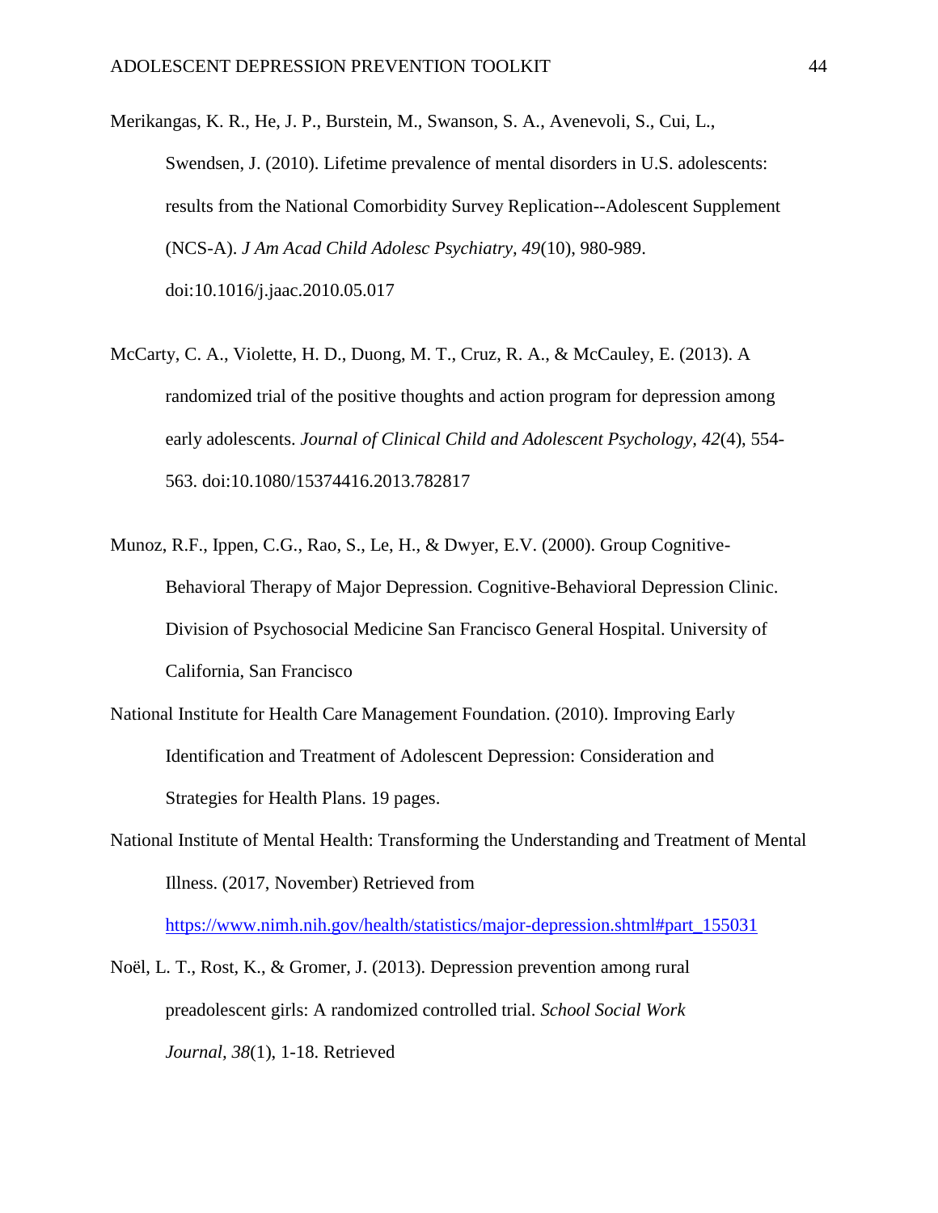Merikangas, K. R., He, J. P., Burstein, M., Swanson, S. A., Avenevoli, S., Cui, L., Swendsen, J. (2010). Lifetime prevalence of mental disorders in U.S. adolescents: results from the National Comorbidity Survey Replication--Adolescent Supplement (NCS-A). *J Am Acad Child Adolesc Psychiatry, 49*(10), 980-989. doi:10.1016/j.jaac.2010.05.017

McCarty, C. A., Violette, H. D., Duong, M. T., Cruz, R. A., & McCauley, E. (2013). A randomized trial of the positive thoughts and action program for depression among early adolescents. *Journal of Clinical Child and Adolescent Psychology, 42*(4), 554-563. doi:10.1080/15374416.2013.782817

Munoz, R.F., Ippen, C.G., Rao, S., Le, H., & Dwyer, E.V. (2000). Group Cognitive-Behavioral Therapy of Major Depression. Cognitive-Behavioral Depression Clinic. Division of Psychosocial Medicine San Francisco General Hospital. University of California, San Francisco

National Institute for Health Care Management Foundation. (2010). Improving Early Identification and Treatment of Adolescent Depression: Consideration and Strategies for Health Plans. 19 pages.

National Institute of Mental Health: Transforming the Understanding and Treatment of Mental Illness. (2017, November) Retrieved from https://www.nimh.nih.gov/health/statistics/major-depression.shtml#part_155031

Noël, L. T., Rost, K., & Gromer, J. (2013). Depression prevention among rural preadolescent girls: A randomized controlled trial. *School Social Work Journal, 38*(1), 1-18. Retrieved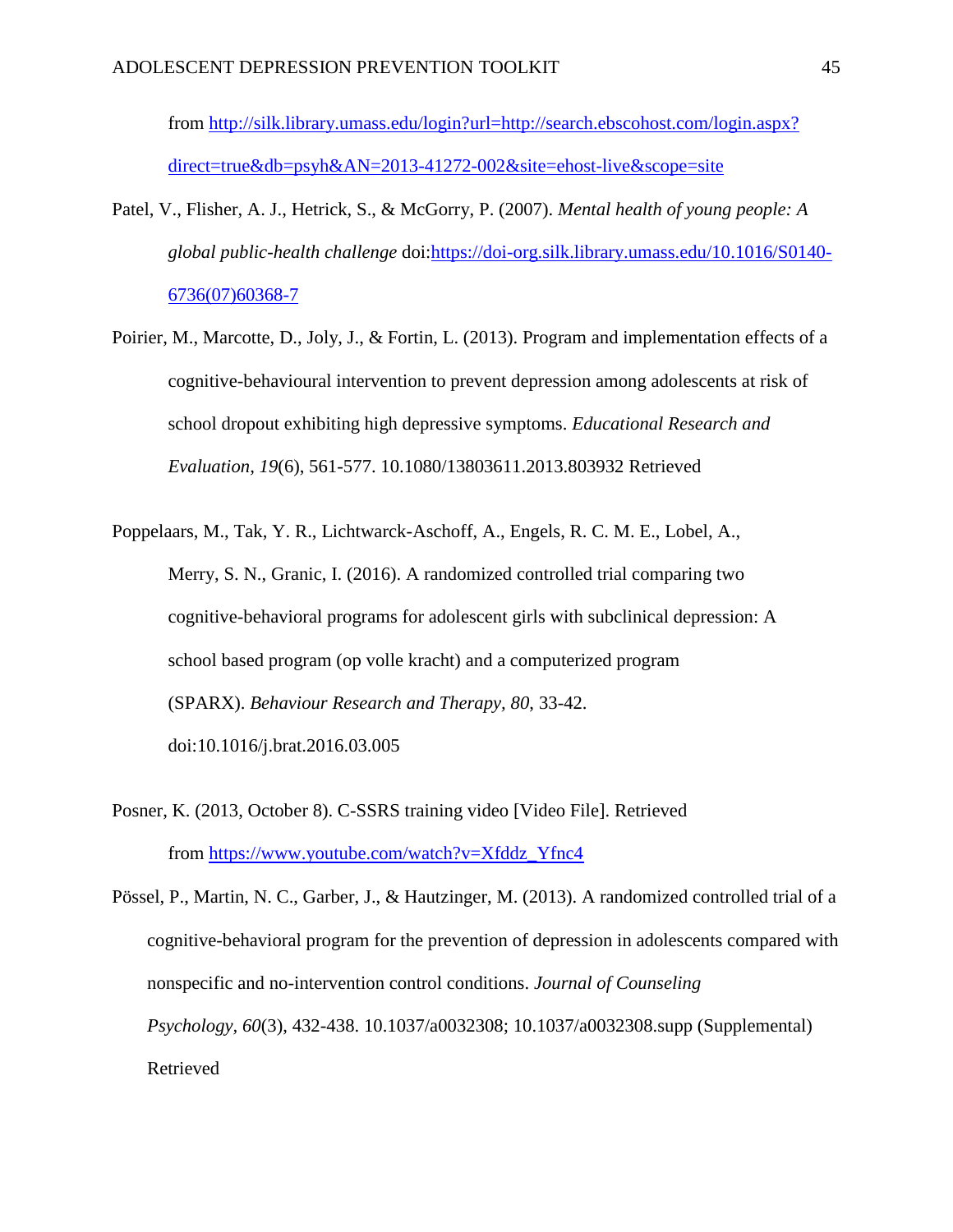from http://silk.library.umass.edu/login?url=http://search.ebscohost.com/login.aspx?direct=true&db=psyh&AN=2013-41272-002&site=ehost-live&scope=site

Patel, V., Flisher, A. J., Hetrick, S., & McGorry, P. (2007). *Mental health of young people: A global public-health challenge* doi:https://doi-org.silk.library.umass.edu/10.1016/S0140-6736(07)60368-7

Poirier, M., Marcotte, D., Joly, J., & Fortin, L. (2013). Program and implementation effects of a cognitive-behavioural intervention to prevent depression among adolescents at risk of school dropout exhibiting high depressive symptoms. *Educational Research and Evaluation, 19*(6), 561-577. 10.1080/13803611.2013.803932 Retrieved

Poppelaars, M., Tak, Y. R., Lichtwarck-Aschoff, A., Engels, R. C. M. E., Lobel, A., Merry, S. N., Granic, I. (2016). A randomized controlled trial comparing two cognitive-behavioral programs for adolescent girls with subclinical depression: A school based program (op volle kracht) and a computerized program (SPARX). *Behaviour Research and Therapy, 80*, 33-42. doi:10.1016/j.brat.2016.03.005

Posner, K. (2013, October 8). C-SSRS training video [Video File]. Retrieved from https://www.youtube.com/watch?v=Xfddz_Yfnc4

Pössel, P., Martin, N. C., Garber, J., & Hautzinger, M. (2013). A randomized controlled trial of a cognitive-behavioral program for the prevention of depression in adolescents compared with nonspecific and no-intervention control conditions. *Journal of Counseling Psychology*, *60*(3), 432-438. 10.1037/a0032308; 10.1037/a0032308.supp (Supplemental) Retrieved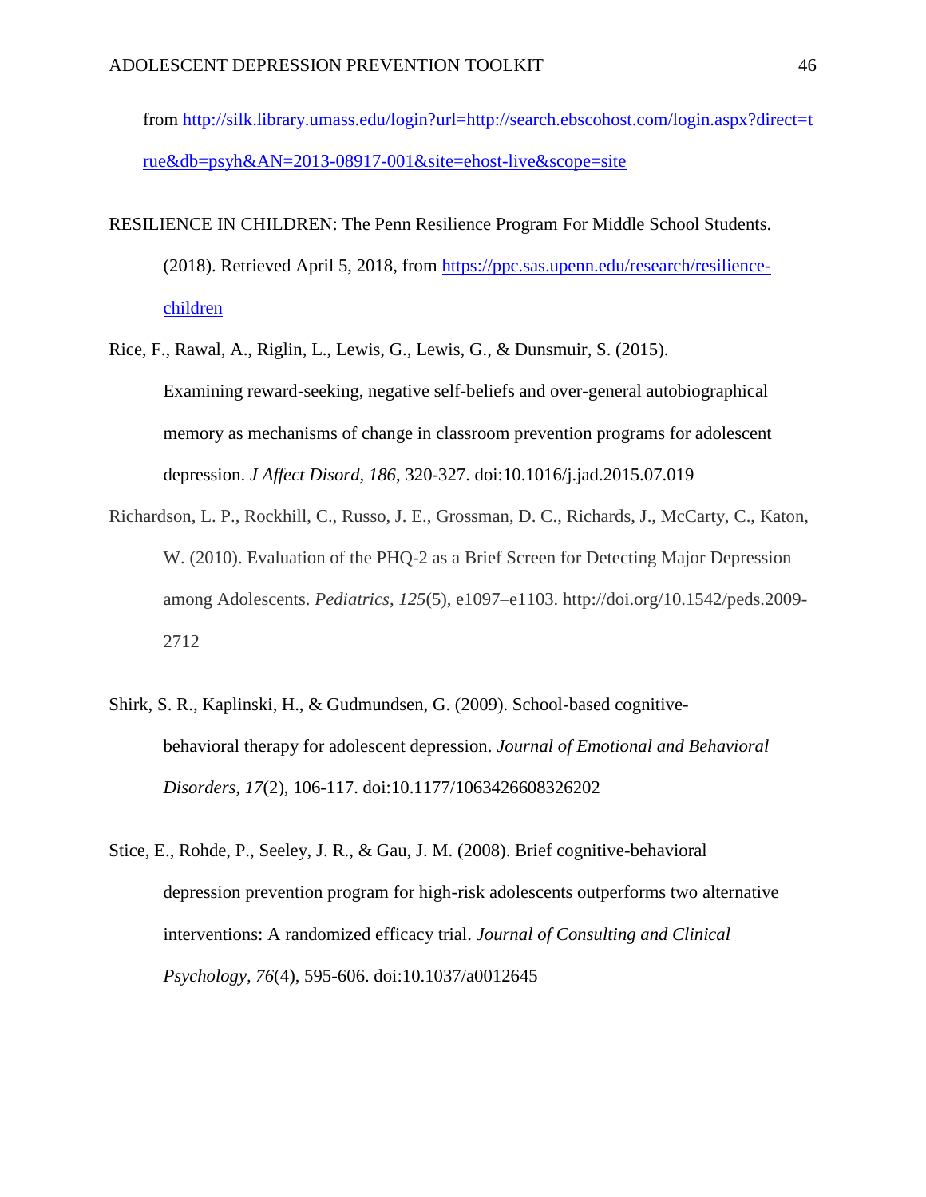from [http://silk.library.umass.edu/login?url=http://search.ebscohost.com/login.aspx?direct=true&db=psyh&AN=2013-08917-001&site=ehost-live&scope=site](http://silk.library.umass.edu/login?url=http://search.ebscohost.com/login.aspx?direct=true&db=psyh&AN=2013-08917-001&site=ehost-live&scope=site)

RESILIENCE IN CHILDREN: The Penn Resilience Program For Middle School Students. (2018). Retrieved April 5, 2018, from [https://ppc.sas.upenn.edu/research/resilience-children](https://ppc.sas.upenn.edu/research/resilience-children)

Rice, F., Rawal, A., Riglin, L., Lewis, G., Lewis, G., & Dunsmuir, S. (2015). Examining reward-seeking, negative self-beliefs and over-general autobiographical memory as mechanisms of change in classroom prevention programs for adolescent depression. *J Affect Disord, 186*, 320-327. doi:10.1016/j.jad.2015.07.019

Richardson, L. P., Rockhill, C., Russo, J. E., Grossman, D. C., Richards, J., McCarty, C., Katon, W. (2010). Evaluation of the PHQ-2 as a Brief Screen for Detecting Major Depression among Adolescents. *Pediatrics*, *125*(5), e1097–e1103. http://doi.org/10.1542/peds.2009-2712

Shirk, S. R., Kaplinski, H., & Gudmundsen, G. (2009). School-based cognitive-behavioral therapy for adolescent depression. *Journal of Emotional and Behavioral Disorders, 17*(2), 106-117. doi:10.1177/1063426608326202

Stice, E., Rohde, P., Seeley, J. R., & Gau, J. M. (2008). Brief cognitive-behavioral depression prevention program for high-risk adolescents outperforms two alternative interventions: A randomized efficacy trial. *Journal of Consulting and Clinical Psychology, 76*(4), 595-606. doi:10.1037/a0012645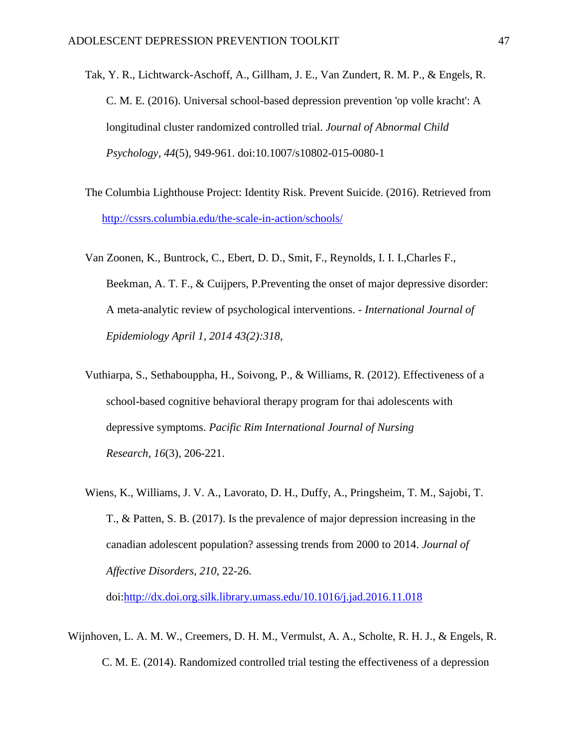Tak, Y. R., Lichtwarck-Aschoff, A., Gillham, J. E., Van Zundert, R. M. P., & Engels, R. C. M. E. (2016). Universal school-based depression prevention 'op volle kracht': A longitudinal cluster randomized controlled trial. *Journal of Abnormal Child Psychology, 44*(5), 949-961. doi:10.1007/s10802-015-0080-1

The Columbia Lighthouse Project: Identity Risk. Prevent Suicide. (2016). Retrieved from [http://cssrs.columbia.edu/the-scale-in-action/schools/](http://cssrs.columbia.edu/the-scale-in-action/schools/)

Van Zoonen, K., Buntrock, C., Ebert, D. D., Smit, F., Reynolds, I. I. I.,Charles F., Beekman, A. T. F., & Cuijpers, P.Preventing the onset of major depressive disorder: A meta-analytic review of psychological interventions. - *International Journal of Epidemiology April 1, 2014 43(2):318,*

Vuthiarpa, S., Sethabouppha, H., Soivong, P., & Williams, R. (2012). Effectiveness of a school-based cognitive behavioral therapy program for thai adolescents with depressive symptoms. *Pacific Rim International Journal of Nursing Research, 16*(3), 206-221.

Wiens, K., Williams, J. V. A., Lavorato, D. H., Duffy, A., Pringsheim, T. M., Sajobi, T. T., & Patten, S. B. (2017). Is the prevalence of major depression increasing in the canadian adolescent population? assessing trends from 2000 to 2014. *Journal of Affective Disorders, 210*, 22-26. doi:[http://dx.doi.org.silk.library.umass.edu/10.1016/j.jad.2016.11.018](http://dx.doi.org.silk.library.umass.edu/10.1016/j.jad.2016.11.018)

Wijnhoven, L. A. M. W., Creemers, D. H. M., Vermulst, A. A., Scholte, R. H. J., & Engels, R. C. M. E. (2014). Randomized controlled trial testing the effectiveness of a depression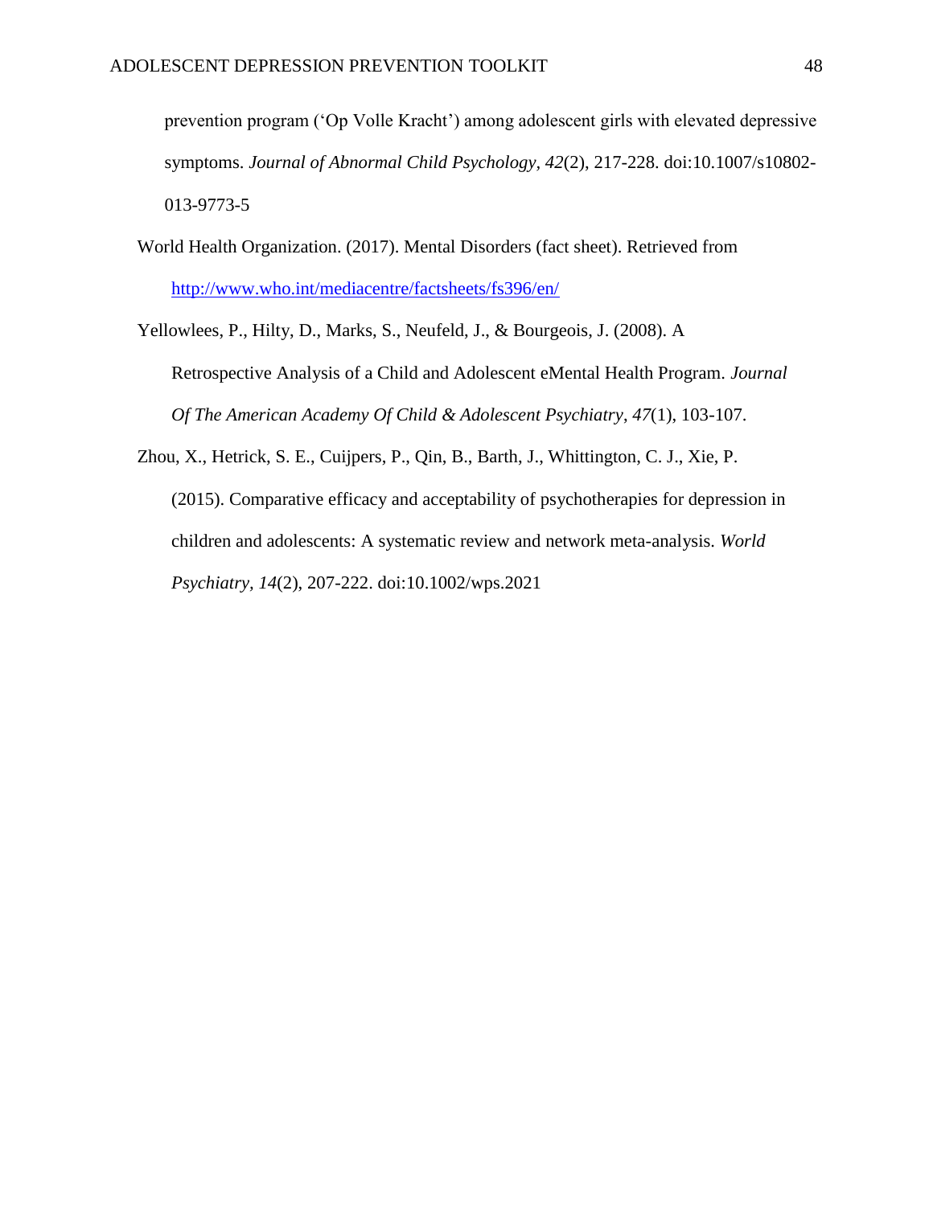prevention program (‘Op Volle Kracht’) among adolescent girls with elevated depressive symptoms. *Journal of Abnormal Child Psychology*, *42*(2), 217-228. doi:10.1007/s10802-013-9773-5

World Health Organization. (2017). Mental Disorders (fact sheet). Retrieved from http://www.who.int/mediacentre/factsheets/fs396/en/

Yellowlees, P., Hilty, D., Marks, S., Neufeld, J., & Bourgeois, J. (2008). A Retrospective Analysis of a Child and Adolescent eMental Health Program. *Journal Of The American Academy Of Child & Adolescent Psychiatry*, *47*(1), 103-107.

Zhou, X., Hetrick, S. E., Cuijpers, P., Qin, B., Barth, J., Whittington, C. J., Xie, P. (2015). Comparative efficacy and acceptability of psychotherapies for depression in children and adolescents: A systematic review and network meta-analysis. *World Psychiatry*, *14*(2), 207-222. doi:10.1002/wps.2021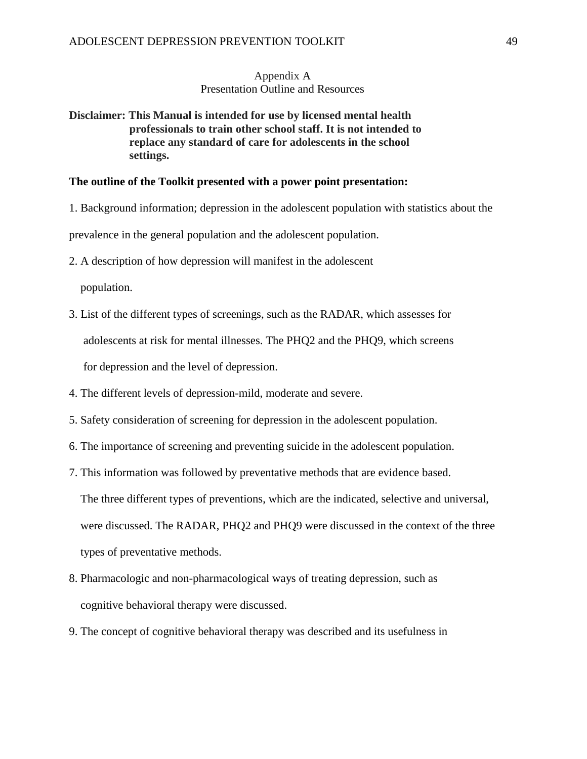Appendix A
Presentation Outline and Resources

**Disclaimer: This Manual is intended for use by licensed mental health professionals to train other school staff. It is not intended to replace any standard of care for adolescents in the school settings.**

**The outline of the Toolkit presented with a power point presentation:**

1. Background information; depression in the adolescent population with statistics about the prevalence in the general population and the adolescent population.
2. A description of how depression will manifest in the adolescent population.
3. List of the different types of screenings, such as the RADAR, which assesses for adolescents at risk for mental illnesses. The PHQ2 and the PHQ9, which screens for depression and the level of depression.
4. The different levels of depression-mild, moderate and severe.
5. Safety consideration of screening for depression in the adolescent population.
6. The importance of screening and preventing suicide in the adolescent population.
7. This information was followed by preventative methods that are evidence based. The three different types of preventions, which are the indicated, selective and universal, were discussed. The RADAR, PHQ2 and PHQ9 were discussed in the context of the three types of preventative methods.
8. Pharmacologic and non-pharmacological ways of treating depression, such as cognitive behavioral therapy were discussed.
9. The concept of cognitive behavioral therapy was described and its usefulness in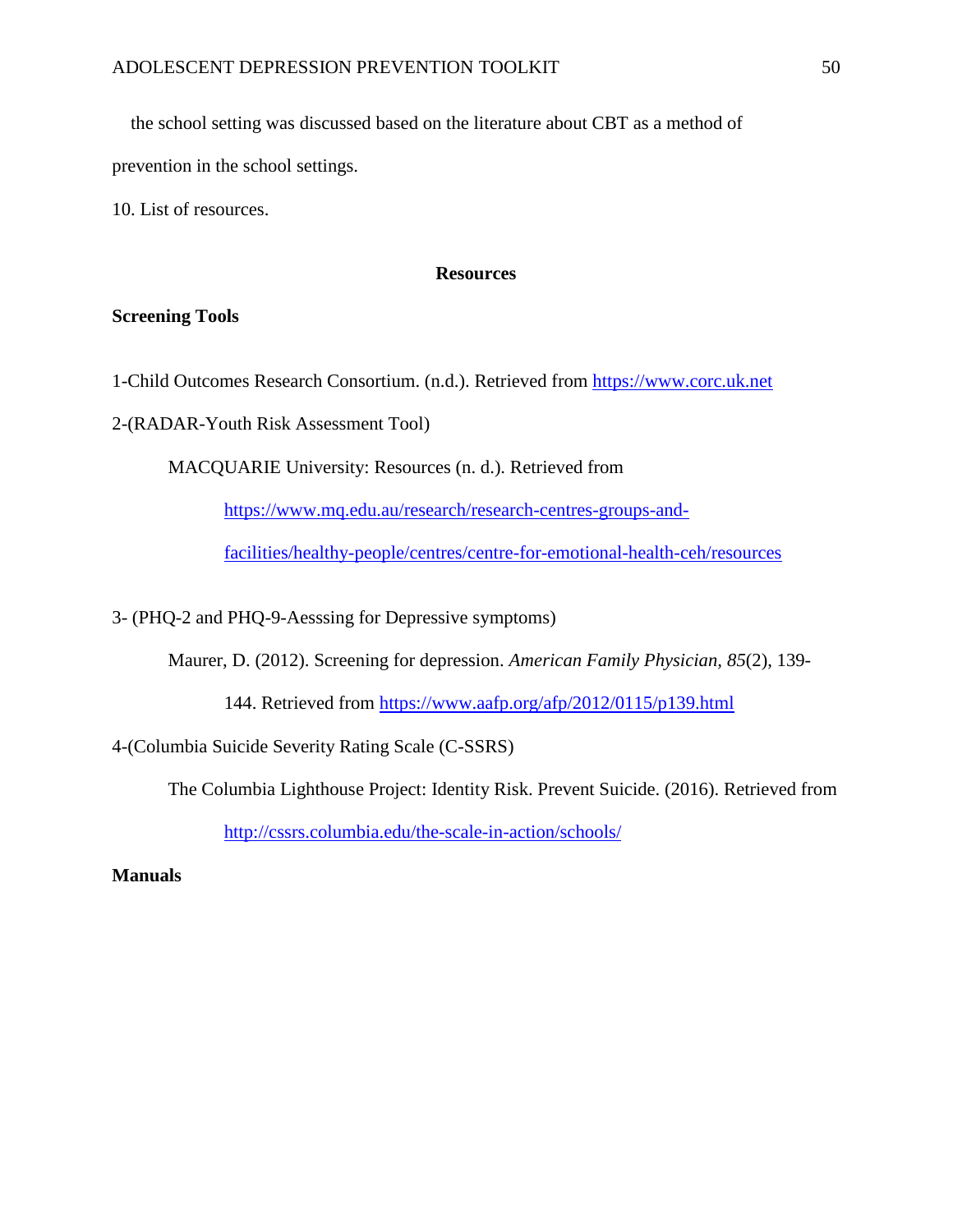the school setting was discussed based on the literature about CBT as a method of prevention in the school settings.

10. List of resources.

## Resources

### Screening Tools

1-Child Outcomes Research Consortium. (n.d.). Retrieved from https://www.corc.uk.net

2-(RADAR-Youth Risk Assessment Tool)

MACQUARIE University: Resources (n. d.). Retrieved from https://www.mq.edu.au/research/research-centres-groups-and-facilities/healthy-people/centres/centre-for-emotional-health-ceh/resources

3- (PHQ-2 and PHQ-9-Aesssing for Depressive symptoms)

Maurer, D. (2012). Screening for depression. *American Family Physician, 85*(2), 139-144. Retrieved from https://www.aafp.org/afp/2012/0115/p139.html

4-(Columbia Suicide Severity Rating Scale (C-SSRS)

The Columbia Lighthouse Project: Identity Risk. Prevent Suicide. (2016). Retrieved from http://cssrs.columbia.edu/the-scale-in-action/schools/

### Manuals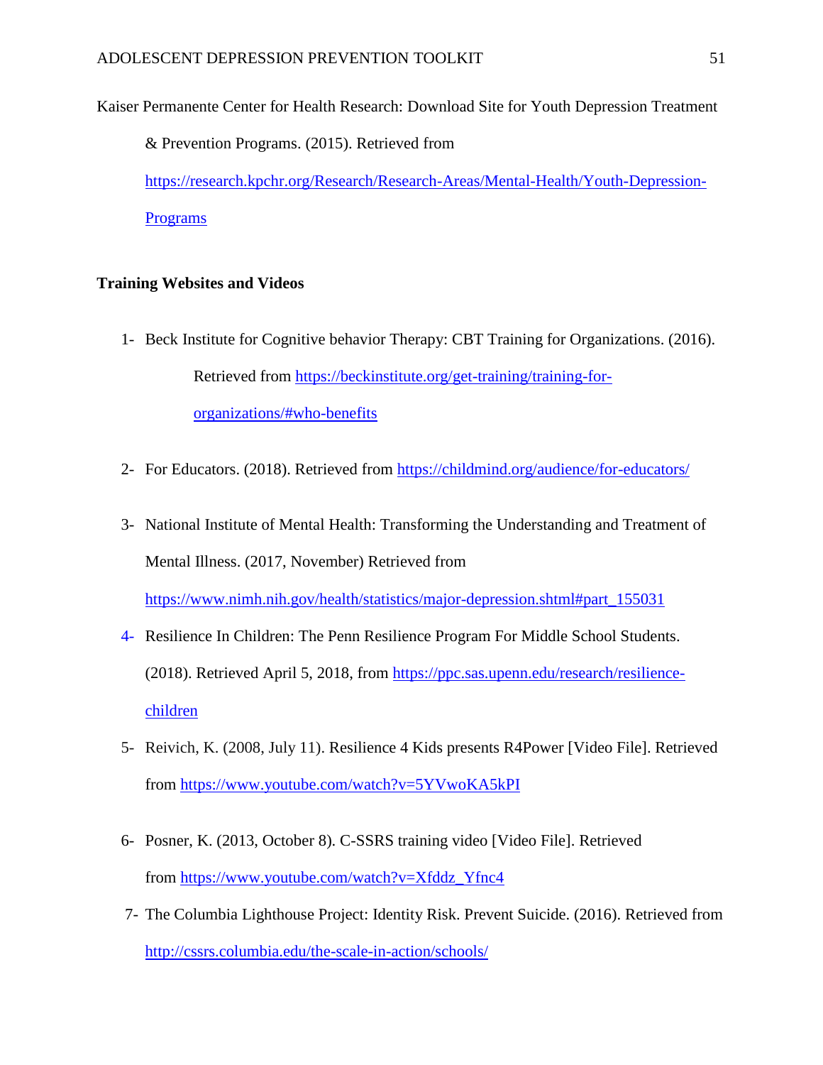Kaiser Permanente Center for Health Research: Download Site for Youth Depression Treatment & Prevention Programs. (2015). Retrieved from https://research.kpchr.org/Research/Research-Areas/Mental-Health/Youth-Depression-Programs

**Training Websites and Videos**

1- Beck Institute for Cognitive behavior Therapy: CBT Training for Organizations. (2016). Retrieved from https://beckinstitute.org/get-training/training-for-organizations/#who-benefits

2- For Educators. (2018). Retrieved from https://childmind.org/audience/for-educators/

3- National Institute of Mental Health: Transforming the Understanding and Treatment of Mental Illness. (2017, November) Retrieved from https://www.nimh.nih.gov/health/statistics/major-depression.shtml#part_155031

4- Resilience In Children: The Penn Resilience Program For Middle School Students. (2018). Retrieved April 5, 2018, from https://ppc.sas.upenn.edu/research/resilience-children

5- Reivich, K. (2008, July 11). Resilience 4 Kids presents R4Power [Video File]. Retrieved from https://www.youtube.com/watch?v=5YVwoKA5kPI

6- Posner, K. (2013, October 8). C-SSRS training video [Video File]. Retrieved from https://www.youtube.com/watch?v=Xfddz_Yfnc4

7- The Columbia Lighthouse Project: Identity Risk. Prevent Suicide. (2016). Retrieved from http://cssrs.columbia.edu/the-scale-in-action/schools/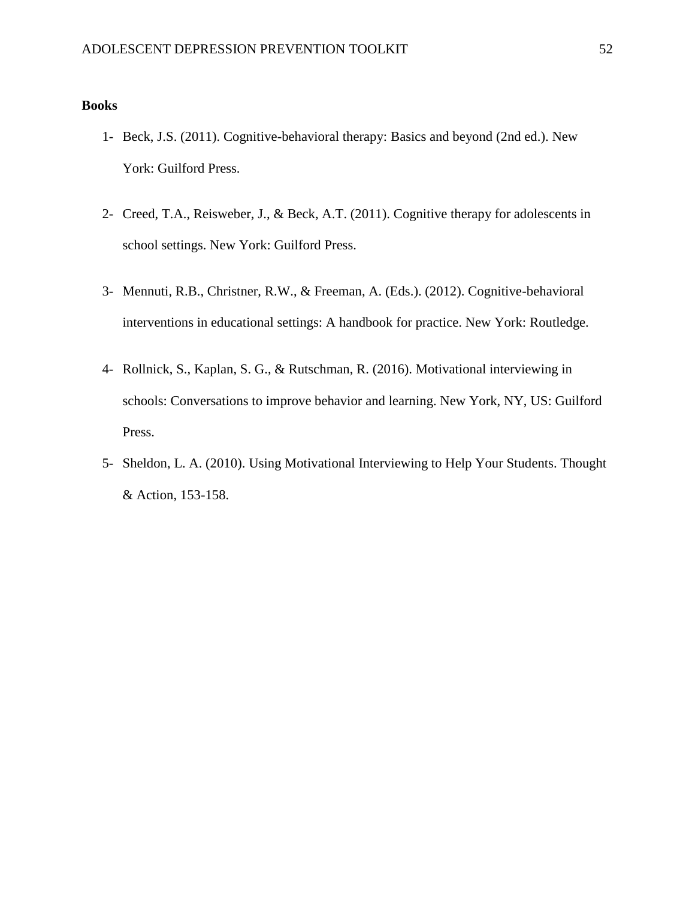**Books**

1- Beck, J.S. (2011). Cognitive-behavioral therapy: Basics and beyond (2nd ed.). New York: Guilford Press.

2- Creed, T.A., Reisweber, J., & Beck, A.T. (2011). Cognitive therapy for adolescents in school settings. New York: Guilford Press.

3- Mennuti, R.B., Christner, R.W., & Freeman, A. (Eds.). (2012). Cognitive-behavioral interventions in educational settings: A handbook for practice. New York: Routledge.

4- Rollnick, S., Kaplan, S. G., & Rutschman, R. (2016). Motivational interviewing in schools: Conversations to improve behavior and learning. New York, NY, US: Guilford Press.

5- Sheldon, L. A. (2010). Using Motivational Interviewing to Help Your Students. Thought & Action, 153-158.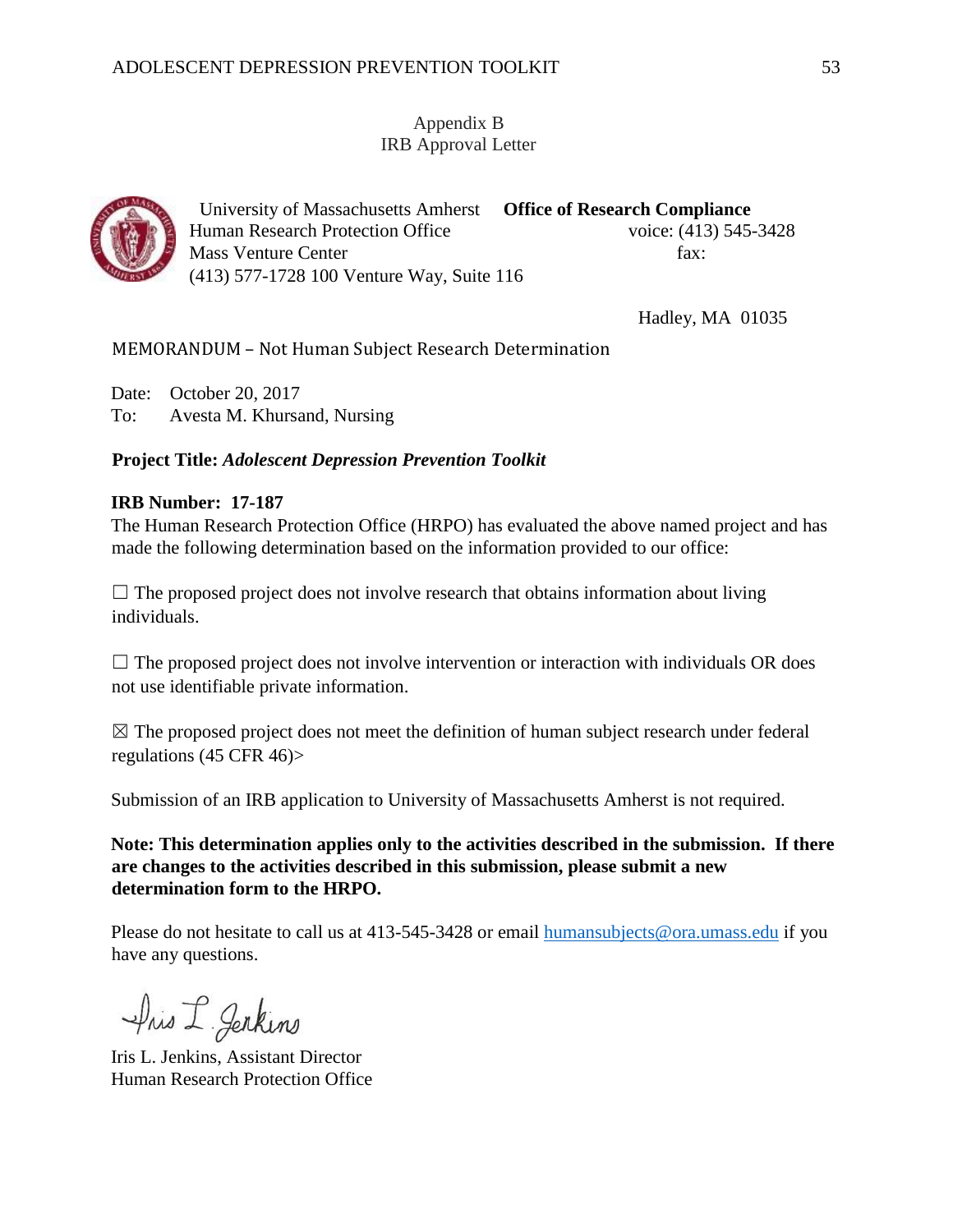## Appendix B
## IRB Approval Letter

University of Massachusetts Amherst **Office of Research Compliance**
Human Research Protection Office voice: (413) 545-3428
Mass Venture Center fax:
(413) 577-1728 100 Venture Way, Suite 116

Hadley, MA 01035

MEMORANDUM – Not Human Subject Research Determination

Date: October 20, 2017
To: Avesta M. Khursand, Nursing

**Project Title:** ***Adolescent Depression Prevention Toolkit***

**IRB Number: 17-187**
The Human Research Protection Office (HRPO) has evaluated the above named project and has made the following determination based on the information provided to our office:

☐ The proposed project does not involve research that obtains information about living individuals.

☐ The proposed project does not involve intervention or interaction with individuals OR does not use identifiable private information.

☒ The proposed project does not meet the definition of human subject research under federal regulations (45 CFR 46)>

Submission of an IRB application to University of Massachusetts Amherst is not required.

**Note: This determination applies only to the activities described in the submission. If there are changes to the activities described in this submission, please submit a new determination form to the HRPO.**

Please do not hesitate to call us at 413-545-3428 or email humansubjects@ora.umass.edu if you have any questions.

Iris L. Jenkins

Iris L. Jenkins, Assistant Director
Human Research Protection Office